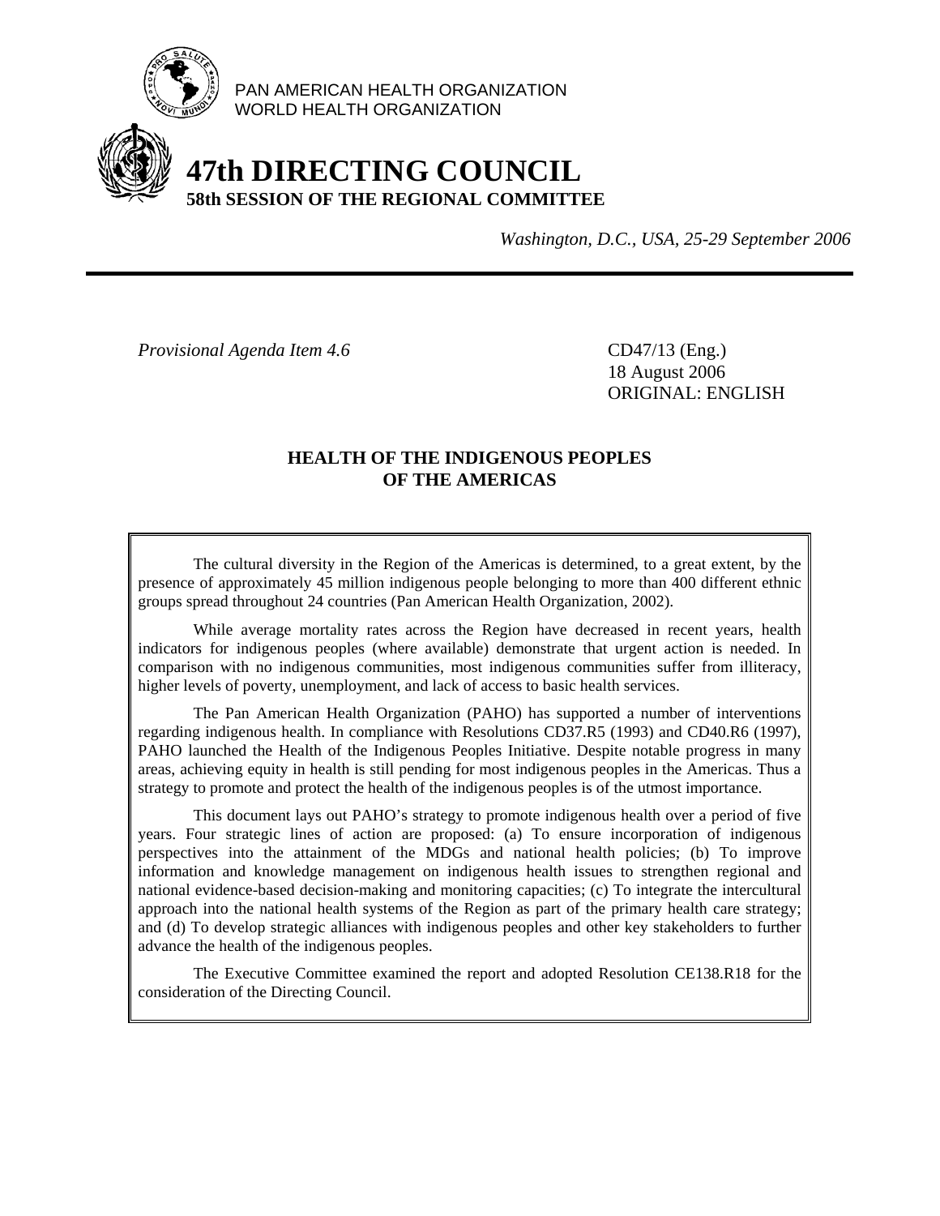PAN AMERICAN HEALTH ORGANIZATION
WORLD HEALTH ORGANIZATION

# 47th DIRECTING COUNCIL
## 58th SESSION OF THE REGIONAL COMMITTEE

*Washington, D.C., USA, 25-29 September 2006*

---

*Provisional Agenda Item 4.6*

CD47/13 (Eng.)
18 August 2006
ORIGINAL: ENGLISH

## HEALTH OF THE INDIGENOUS PEOPLES OF THE AMERICAS

The cultural diversity in the Region of the Americas is determined, to a great extent, by the presence of approximately 45 million indigenous people belonging to more than 400 different ethnic groups spread throughout 24 countries (Pan American Health Organization, 2002).

While average mortality rates across the Region have decreased in recent years, health indicators for indigenous peoples (where available) demonstrate that urgent action is needed. In comparison with no indigenous communities, most indigenous communities suffer from illiteracy, higher levels of poverty, unemployment, and lack of access to basic health services.

The Pan American Health Organization (PAHO) has supported a number of interventions regarding indigenous health. In compliance with Resolutions CD37.R5 (1993) and CD40.R6 (1997), PAHO launched the Health of the Indigenous Peoples Initiative. Despite notable progress in many areas, achieving equity in health is still pending for most indigenous peoples in the Americas. Thus a strategy to promote and protect the health of the indigenous peoples is of the utmost importance.

This document lays out PAHO's strategy to promote indigenous health over a period of five years. Four strategic lines of action are proposed: (a) To ensure incorporation of indigenous perspectives into the attainment of the MDGs and national health policies; (b) To improve information and knowledge management on indigenous health issues to strengthen regional and national evidence-based decision-making and monitoring capacities; (c) To integrate the intercultural approach into the national health systems of the Region as part of the primary health care strategy; and (d) To develop strategic alliances with indigenous peoples and other key stakeholders to further advance the health of the indigenous peoples.

The Executive Committee examined the report and adopted Resolution CE138.R18 for the consideration of the Directing Council.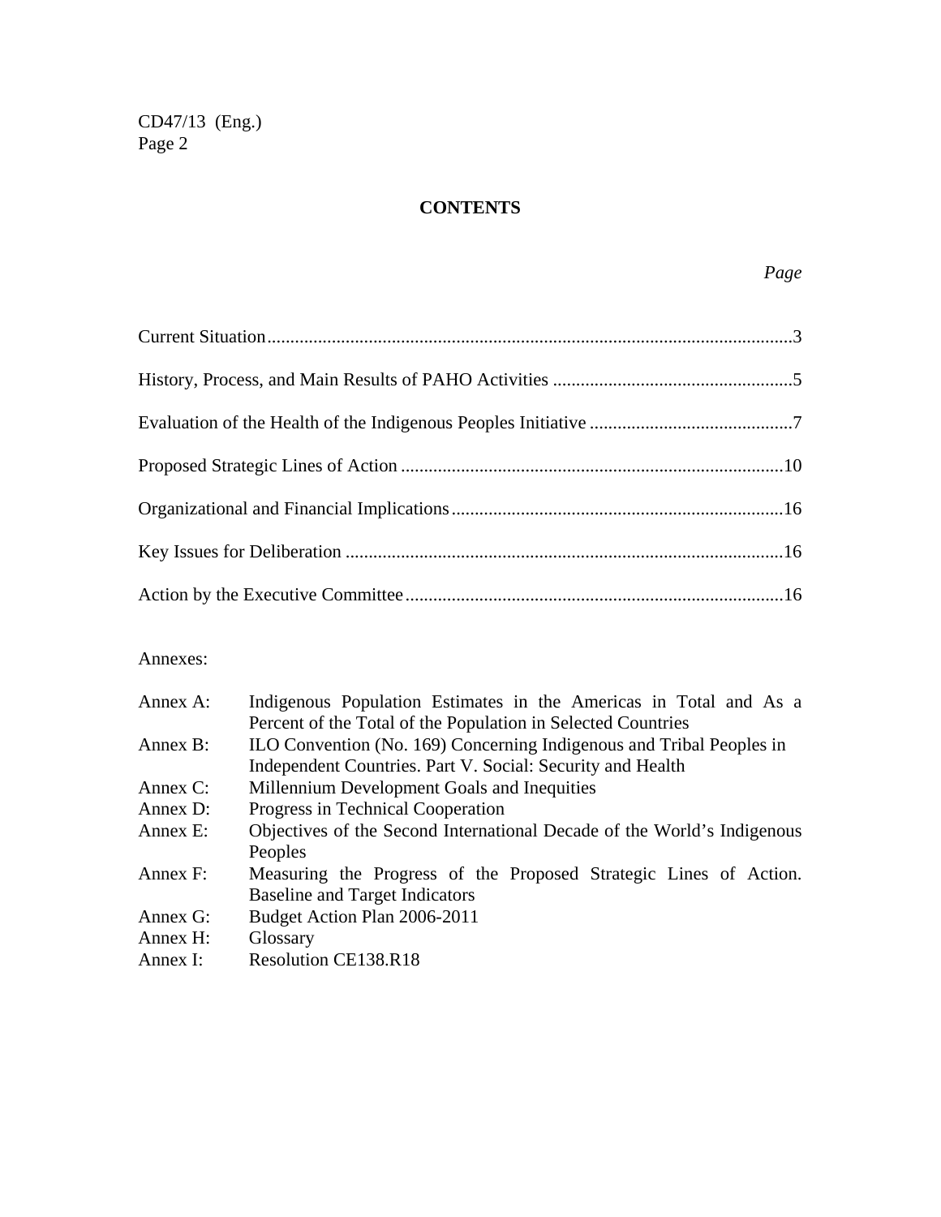## CONTENTS

| | *Page* |
|---|---|
| Current Situation | 3 |
| History, Process, and Main Results of PAHO Activities | 5 |
| Evaluation of the Health of the Indigenous Peoples Initiative | 7 |
| Proposed Strategic Lines of Action | 10 |
| Organizational and Financial Implications | 16 |
| Key Issues for Deliberation | 16 |
| Action by the Executive Committee | 16 |

Annexes:

| | |
|---|---|
| Annex A: | Indigenous Population Estimates in the Americas in Total and As a Percent of the Total of the Population in Selected Countries |
| Annex B: | ILO Convention (No. 169) Concerning Indigenous and Tribal Peoples in Independent Countries. Part V. Social: Security and Health |
| Annex C: | Millennium Development Goals and Inequities |
| Annex D: | Progress in Technical Cooperation |
| Annex E: | Objectives of the Second International Decade of the World's Indigenous Peoples |
| Annex F: | Measuring the Progress of the Proposed Strategic Lines of Action. Baseline and Target Indicators |
| Annex G: | Budget Action Plan 2006-2011 |
| Annex H: | Glossary |
| Annex I: | Resolution CE138.R18 |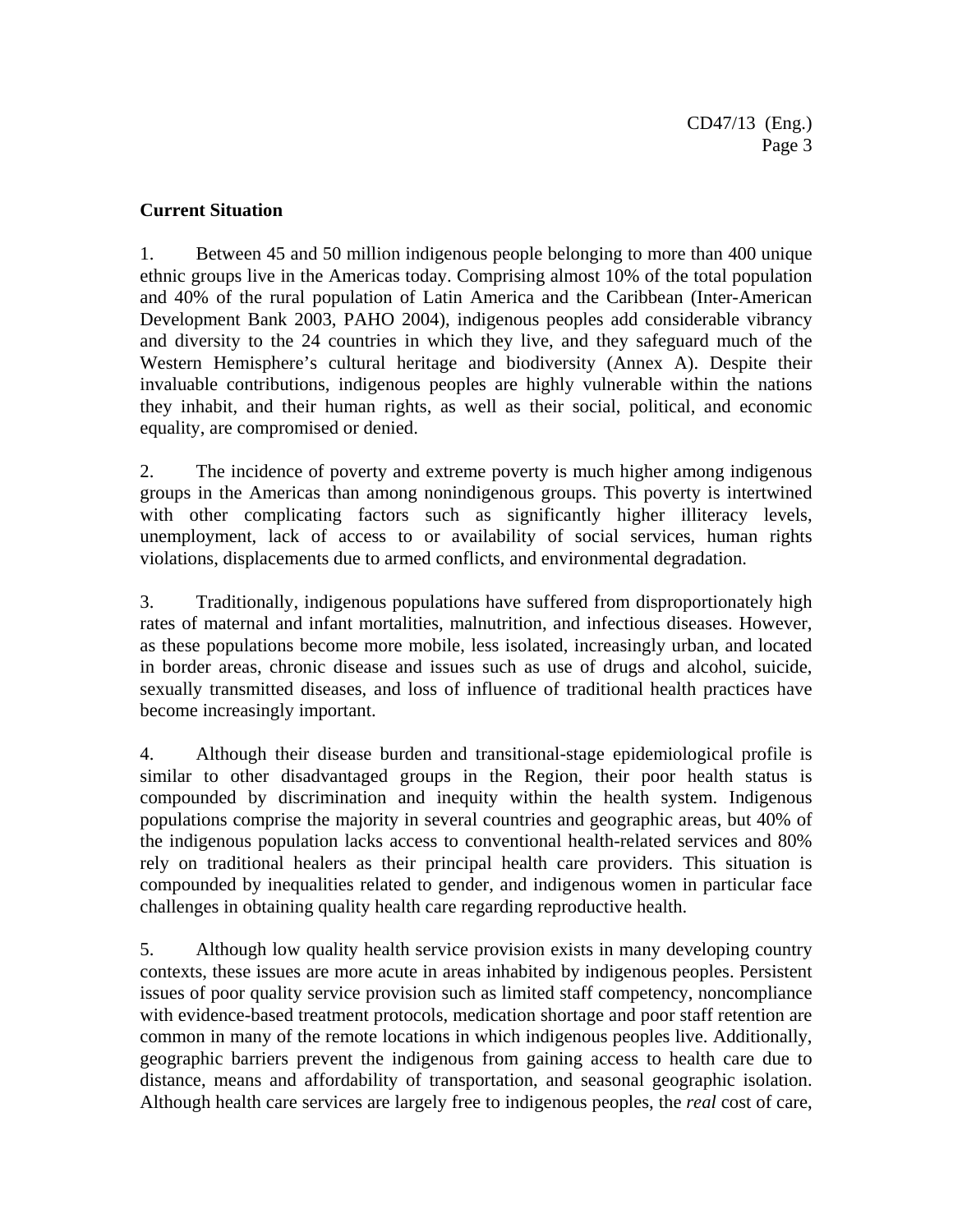**Current Situation**

1. Between 45 and 50 million indigenous people belonging to more than 400 unique ethnic groups live in the Americas today. Comprising almost 10% of the total population and 40% of the rural population of Latin America and the Caribbean (Inter-American Development Bank 2003, PAHO 2004), indigenous peoples add considerable vibrancy and diversity to the 24 countries in which they live, and they safeguard much of the Western Hemisphere's cultural heritage and biodiversity (Annex A). Despite their invaluable contributions, indigenous peoples are highly vulnerable within the nations they inhabit, and their human rights, as well as their social, political, and economic equality, are compromised or denied.

2. The incidence of poverty and extreme poverty is much higher among indigenous groups in the Americas than among nonindigenous groups. This poverty is intertwined with other complicating factors such as significantly higher illiteracy levels, unemployment, lack of access to or availability of social services, human rights violations, displacements due to armed conflicts, and environmental degradation.

3. Traditionally, indigenous populations have suffered from disproportionately high rates of maternal and infant mortalities, malnutrition, and infectious diseases. However, as these populations become more mobile, less isolated, increasingly urban, and located in border areas, chronic disease and issues such as use of drugs and alcohol, suicide, sexually transmitted diseases, and loss of influence of traditional health practices have become increasingly important.

4. Although their disease burden and transitional-stage epidemiological profile is similar to other disadvantaged groups in the Region, their poor health status is compounded by discrimination and inequity within the health system. Indigenous populations comprise the majority in several countries and geographic areas, but 40% of the indigenous population lacks access to conventional health-related services and 80% rely on traditional healers as their principal health care providers. This situation is compounded by inequalities related to gender, and indigenous women in particular face challenges in obtaining quality health care regarding reproductive health.

5. Although low quality health service provision exists in many developing country contexts, these issues are more acute in areas inhabited by indigenous peoples. Persistent issues of poor quality service provision such as limited staff competency, noncompliance with evidence-based treatment protocols, medication shortage and poor staff retention are common in many of the remote locations in which indigenous peoples live. Additionally, geographic barriers prevent the indigenous from gaining access to health care due to distance, means and affordability of transportation, and seasonal geographic isolation. Although health care services are largely free to indigenous peoples, the *real* cost of care,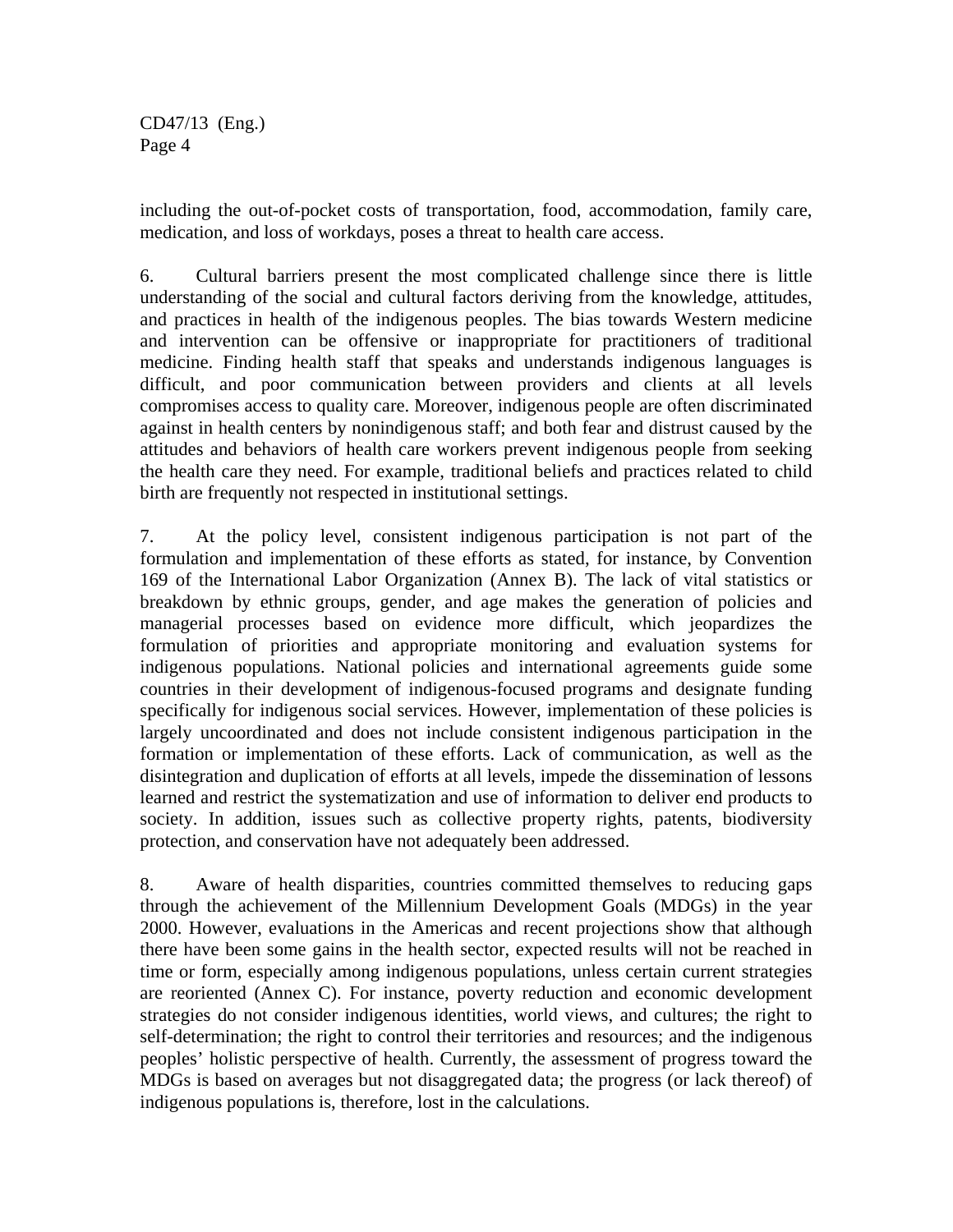including the out-of-pocket costs of transportation, food, accommodation, family care, medication, and loss of workdays, poses a threat to health care access.

6. Cultural barriers present the most complicated challenge since there is little understanding of the social and cultural factors deriving from the knowledge, attitudes, and practices in health of the indigenous peoples. The bias towards Western medicine and intervention can be offensive or inappropriate for practitioners of traditional medicine. Finding health staff that speaks and understands indigenous languages is difficult, and poor communication between providers and clients at all levels compromises access to quality care. Moreover, indigenous people are often discriminated against in health centers by nonindigenous staff; and both fear and distrust caused by the attitudes and behaviors of health care workers prevent indigenous people from seeking the health care they need. For example, traditional beliefs and practices related to child birth are frequently not respected in institutional settings.

7. At the policy level, consistent indigenous participation is not part of the formulation and implementation of these efforts as stated, for instance, by Convention 169 of the International Labor Organization (Annex B). The lack of vital statistics or breakdown by ethnic groups, gender, and age makes the generation of policies and managerial processes based on evidence more difficult, which jeopardizes the formulation of priorities and appropriate monitoring and evaluation systems for indigenous populations. National policies and international agreements guide some countries in their development of indigenous-focused programs and designate funding specifically for indigenous social services. However, implementation of these policies is largely uncoordinated and does not include consistent indigenous participation in the formation or implementation of these efforts. Lack of communication, as well as the disintegration and duplication of efforts at all levels, impede the dissemination of lessons learned and restrict the systematization and use of information to deliver end products to society. In addition, issues such as collective property rights, patents, biodiversity protection, and conservation have not adequately been addressed.

8. Aware of health disparities, countries committed themselves to reducing gaps through the achievement of the Millennium Development Goals (MDGs) in the year 2000. However, evaluations in the Americas and recent projections show that although there have been some gains in the health sector, expected results will not be reached in time or form, especially among indigenous populations, unless certain current strategies are reoriented (Annex C). For instance, poverty reduction and economic development strategies do not consider indigenous identities, world views, and cultures; the right to self-determination; the right to control their territories and resources; and the indigenous peoples' holistic perspective of health. Currently, the assessment of progress toward the MDGs is based on averages but not disaggregated data; the progress (or lack thereof) of indigenous populations is, therefore, lost in the calculations.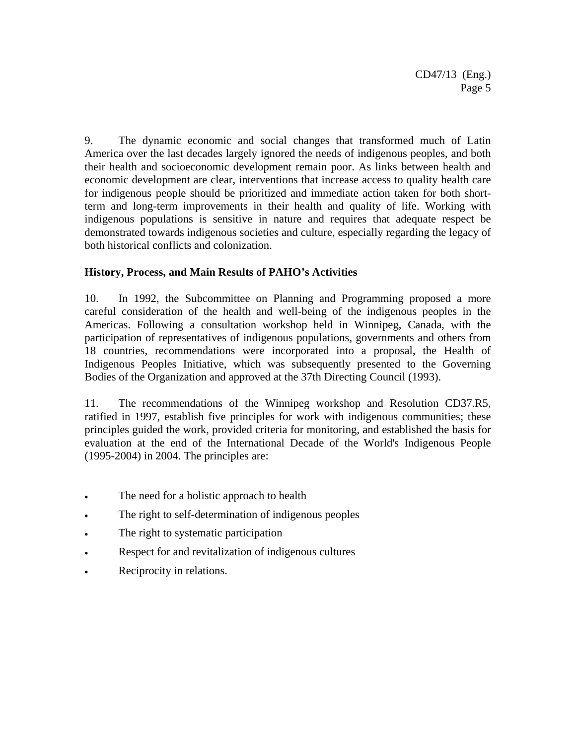9. The dynamic economic and social changes that transformed much of Latin America over the last decades largely ignored the needs of indigenous peoples, and both their health and socioeconomic development remain poor. As links between health and economic development are clear, interventions that increase access to quality health care for indigenous people should be prioritized and immediate action taken for both short-term and long-term improvements in their health and quality of life. Working with indigenous populations is sensitive in nature and requires that adequate respect be demonstrated towards indigenous societies and culture, especially regarding the legacy of both historical conflicts and colonization.

**History, Process, and Main Results of PAHO's Activities**

10. In 1992, the Subcommittee on Planning and Programming proposed a more careful consideration of the health and well-being of the indigenous peoples in the Americas. Following a consultation workshop held in Winnipeg, Canada, with the participation of representatives of indigenous populations, governments and others from 18 countries, recommendations were incorporated into a proposal, the Health of Indigenous Peoples Initiative, which was subsequently presented to the Governing Bodies of the Organization and approved at the 37th Directing Council (1993).

11. The recommendations of the Winnipeg workshop and Resolution CD37.R5, ratified in 1997, establish five principles for work with indigenous communities; these principles guided the work, provided criteria for monitoring, and established the basis for evaluation at the end of the International Decade of the World's Indigenous People (1995-2004) in 2004. The principles are:

- The need for a holistic approach to health
- The right to self-determination of indigenous peoples
- The right to systematic participation
- Respect for and revitalization of indigenous cultures
- Reciprocity in relations.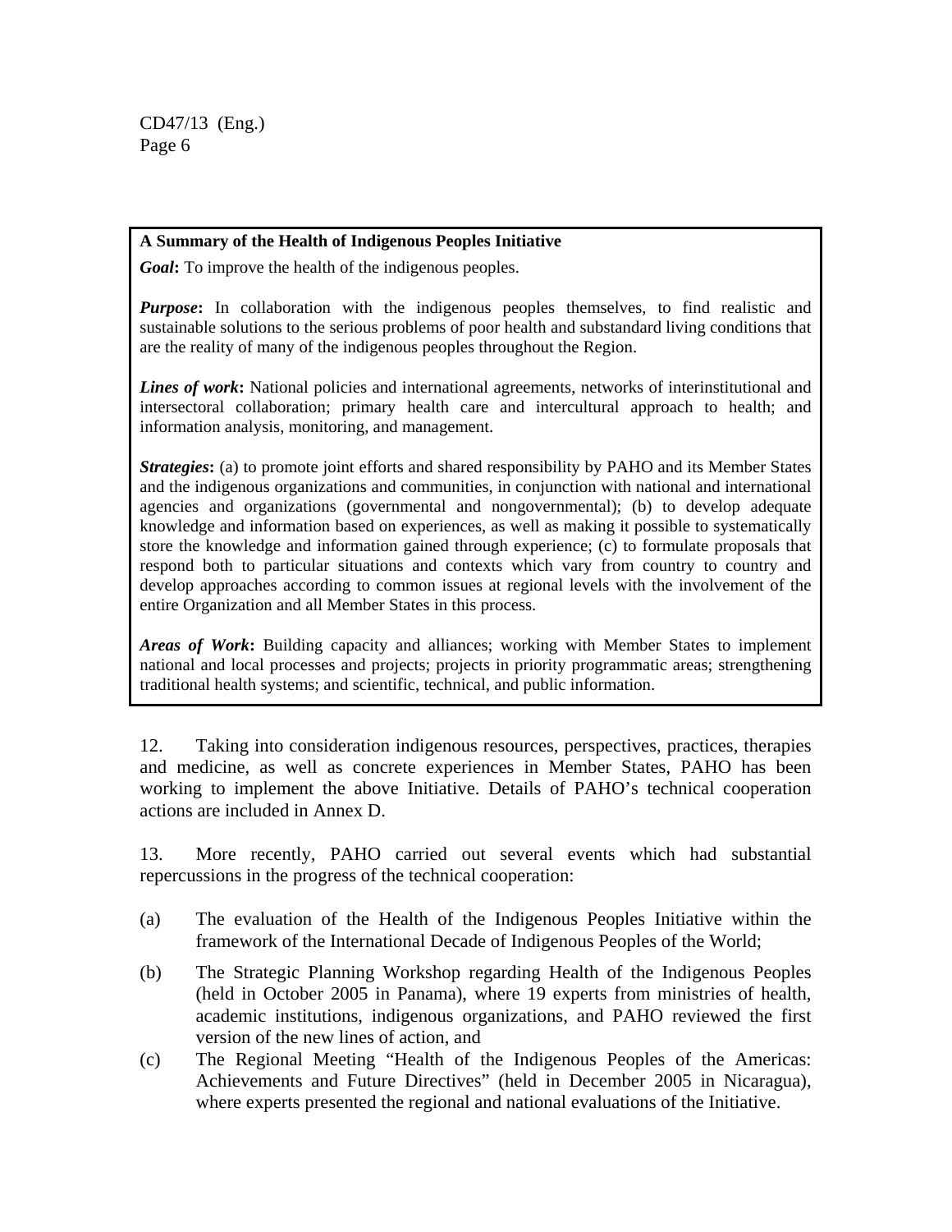**A Summary of the Health of Indigenous Peoples Initiative**

***Goal*****:** To improve the health of the indigenous peoples.

***Purpose*****:** In collaboration with the indigenous peoples themselves, to find realistic and sustainable solutions to the serious problems of poor health and substandard living conditions that are the reality of many of the indigenous peoples throughout the Region.

***Lines of work*****:** National policies and international agreements, networks of interinstitutional and intersectoral collaboration; primary health care and intercultural approach to health; and information analysis, monitoring, and management.

***Strategies*****:** (a) to promote joint efforts and shared responsibility by PAHO and its Member States and the indigenous organizations and communities, in conjunction with national and international agencies and organizations (governmental and nongovernmental); (b) to develop adequate knowledge and information based on experiences, as well as making it possible to systematically store the knowledge and information gained through experience; (c) to formulate proposals that respond both to particular situations and contexts which vary from country to country and develop approaches according to common issues at regional levels with the involvement of the entire Organization and all Member States in this process.

***Areas of Work*****:** Building capacity and alliances; working with Member States to implement national and local processes and projects; projects in priority programmatic areas; strengthening traditional health systems; and scientific, technical, and public information.

12. Taking into consideration indigenous resources, perspectives, practices, therapies and medicine, as well as concrete experiences in Member States, PAHO has been working to implement the above Initiative. Details of PAHO's technical cooperation actions are included in Annex D.

13. More recently, PAHO carried out several events which had substantial repercussions in the progress of the technical cooperation:

(a) The evaluation of the Health of the Indigenous Peoples Initiative within the framework of the International Decade of Indigenous Peoples of the World;

(b) The Strategic Planning Workshop regarding Health of the Indigenous Peoples (held in October 2005 in Panama), where 19 experts from ministries of health, academic institutions, indigenous organizations, and PAHO reviewed the first version of the new lines of action, and

(c) The Regional Meeting "Health of the Indigenous Peoples of the Americas: Achievements and Future Directives" (held in December 2005 in Nicaragua), where experts presented the regional and national evaluations of the Initiative.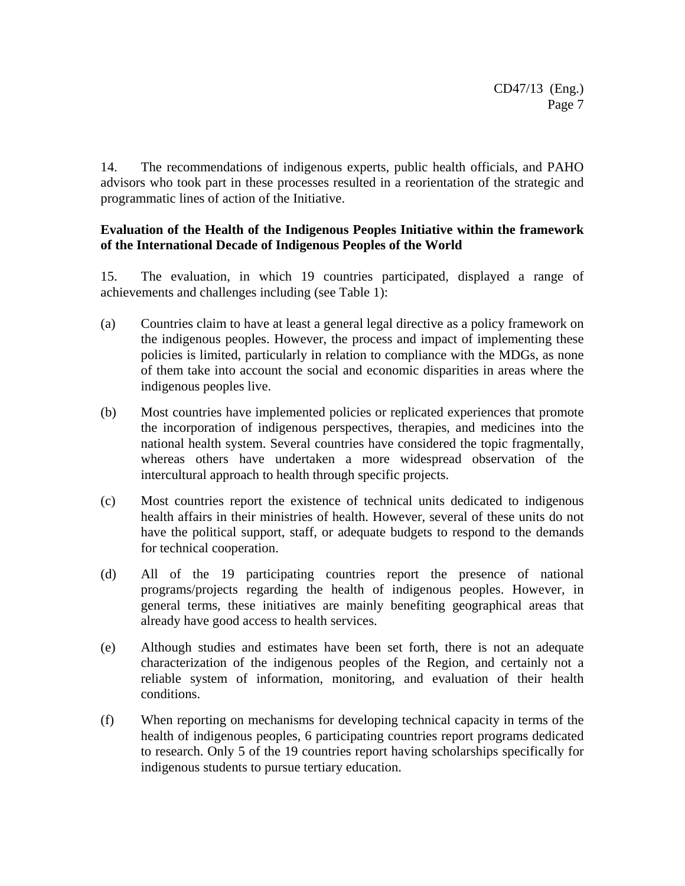14. The recommendations of indigenous experts, public health officials, and PAHO advisors who took part in these processes resulted in a reorientation of the strategic and programmatic lines of action of the Initiative.

**Evaluation of the Health of the Indigenous Peoples Initiative within the framework of the International Decade of Indigenous Peoples of the World**

15. The evaluation, in which 19 countries participated, displayed a range of achievements and challenges including (see Table 1):

(a) Countries claim to have at least a general legal directive as a policy framework on the indigenous peoples. However, the process and impact of implementing these policies is limited, particularly in relation to compliance with the MDGs, as none of them take into account the social and economic disparities in areas where the indigenous peoples live.

(b) Most countries have implemented policies or replicated experiences that promote the incorporation of indigenous perspectives, therapies, and medicines into the national health system. Several countries have considered the topic fragmentally, whereas others have undertaken a more widespread observation of the intercultural approach to health through specific projects.

(c) Most countries report the existence of technical units dedicated to indigenous health affairs in their ministries of health. However, several of these units do not have the political support, staff, or adequate budgets to respond to the demands for technical cooperation.

(d) All of the 19 participating countries report the presence of national programs/projects regarding the health of indigenous peoples. However, in general terms, these initiatives are mainly benefiting geographical areas that already have good access to health services.

(e) Although studies and estimates have been set forth, there is not an adequate characterization of the indigenous peoples of the Region, and certainly not a reliable system of information, monitoring, and evaluation of their health conditions.

(f) When reporting on mechanisms for developing technical capacity in terms of the health of indigenous peoples, 6 participating countries report programs dedicated to research. Only 5 of the 19 countries report having scholarships specifically for indigenous students to pursue tertiary education.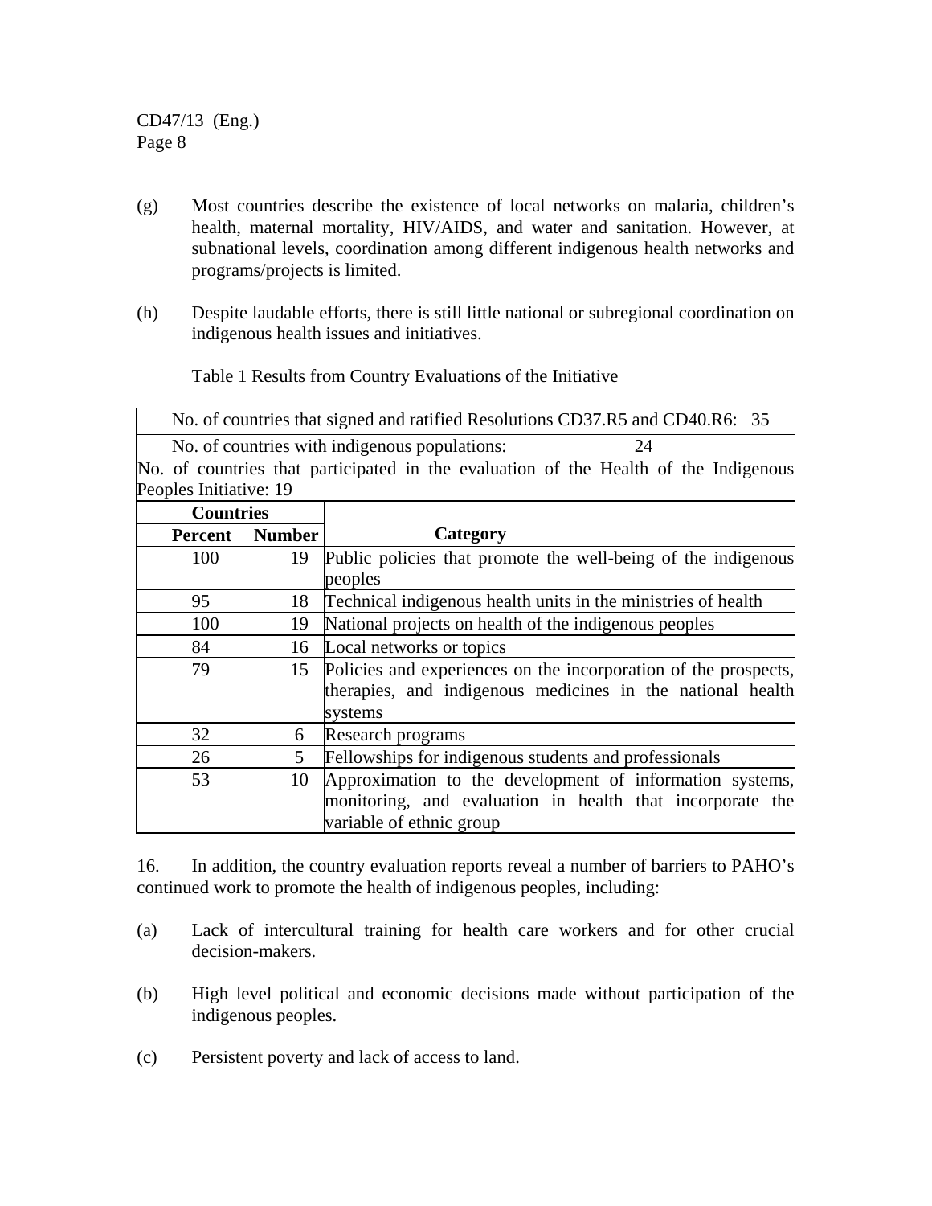(g) Most countries describe the existence of local networks on malaria, children's health, maternal mortality, HIV/AIDS, and water and sanitation. However, at subnational levels, coordination among different indigenous health networks and programs/projects is limited.

(h) Despite laudable efforts, there is still little national or subregional coordination on indigenous health issues and initiatives.

Table 1 Results from Country Evaluations of the Initiative

| No. of countries that signed and ratified Resolutions CD37.R5 and CD40.R6: 35 | | |
|---|---|---|
| No. of countries with indigenous populations: 24 | | |
| No. of countries that participated in the evaluation of the Health of the Indigenous Peoples Initiative: 19 | | |
| **Countries** | | |
| **Percent** | **Number** | **Category** |
| 100 | 19 | Public policies that promote the well-being of the indigenous peoples |
| 95 | 18 | Technical indigenous health units in the ministries of health |
| 100 | 19 | National projects on health of the indigenous peoples |
| 84 | 16 | Local networks or topics |
| 79 | 15 | Policies and experiences on the incorporation of the prospects, therapies, and indigenous medicines in the national health systems |
| 32 | 6 | Research programs |
| 26 | 5 | Fellowships for indigenous students and professionals |
| 53 | 10 | Approximation to the development of information systems, monitoring, and evaluation in health that incorporate the variable of ethnic group |

16. In addition, the country evaluation reports reveal a number of barriers to PAHO's continued work to promote the health of indigenous peoples, including:

(a) Lack of intercultural training for health care workers and for other crucial decision-makers.

(b) High level political and economic decisions made without participation of the indigenous peoples.

(c) Persistent poverty and lack of access to land.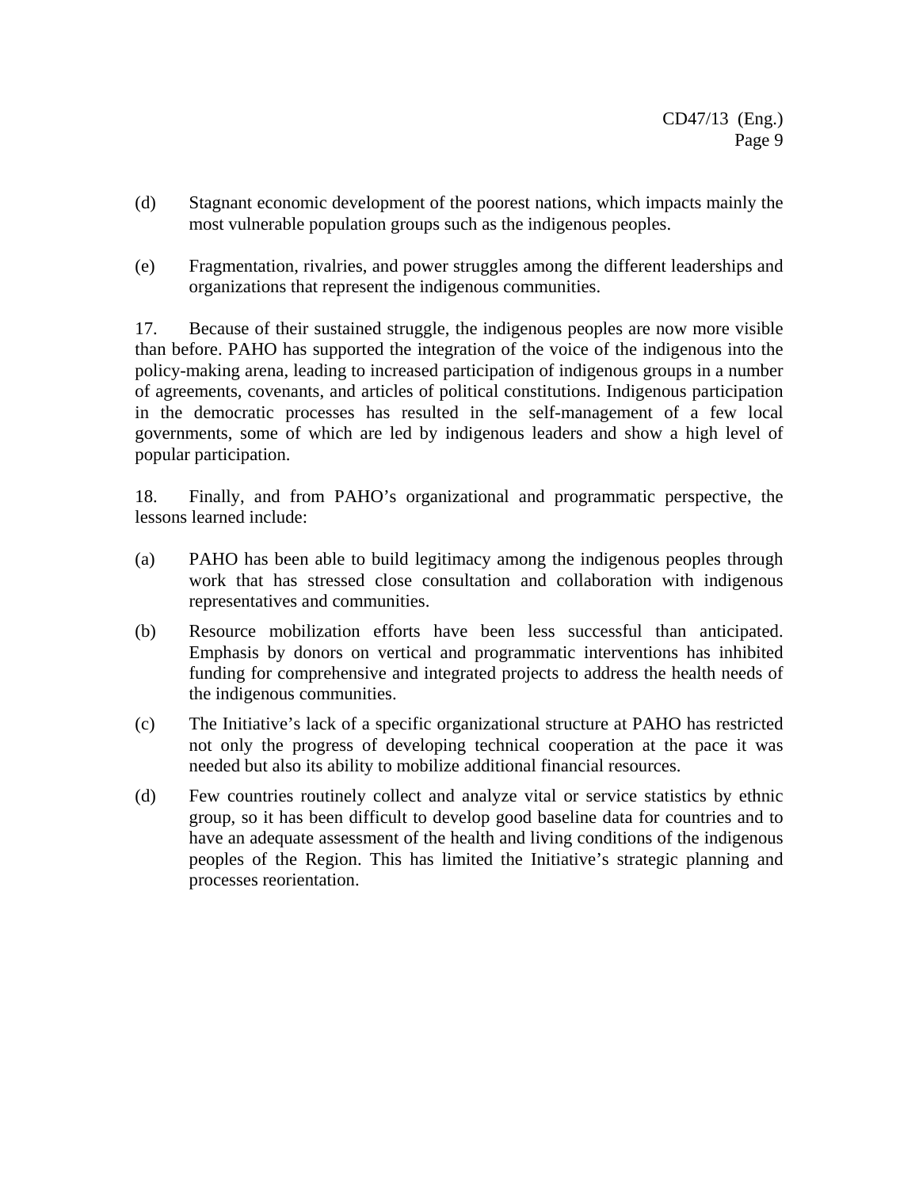(d) Stagnant economic development of the poorest nations, which impacts mainly the most vulnerable population groups such as the indigenous peoples.

(e) Fragmentation, rivalries, and power struggles among the different leaderships and organizations that represent the indigenous communities.

17. Because of their sustained struggle, the indigenous peoples are now more visible than before. PAHO has supported the integration of the voice of the indigenous into the policy-making arena, leading to increased participation of indigenous groups in a number of agreements, covenants, and articles of political constitutions. Indigenous participation in the democratic processes has resulted in the self-management of a few local governments, some of which are led by indigenous leaders and show a high level of popular participation.

18. Finally, and from PAHO's organizational and programmatic perspective, the lessons learned include:

(a) PAHO has been able to build legitimacy among the indigenous peoples through work that has stressed close consultation and collaboration with indigenous representatives and communities.

(b) Resource mobilization efforts have been less successful than anticipated. Emphasis by donors on vertical and programmatic interventions has inhibited funding for comprehensive and integrated projects to address the health needs of the indigenous communities.

(c) The Initiative's lack of a specific organizational structure at PAHO has restricted not only the progress of developing technical cooperation at the pace it was needed but also its ability to mobilize additional financial resources.

(d) Few countries routinely collect and analyze vital or service statistics by ethnic group, so it has been difficult to develop good baseline data for countries and to have an adequate assessment of the health and living conditions of the indigenous peoples of the Region. This has limited the Initiative's strategic planning and processes reorientation.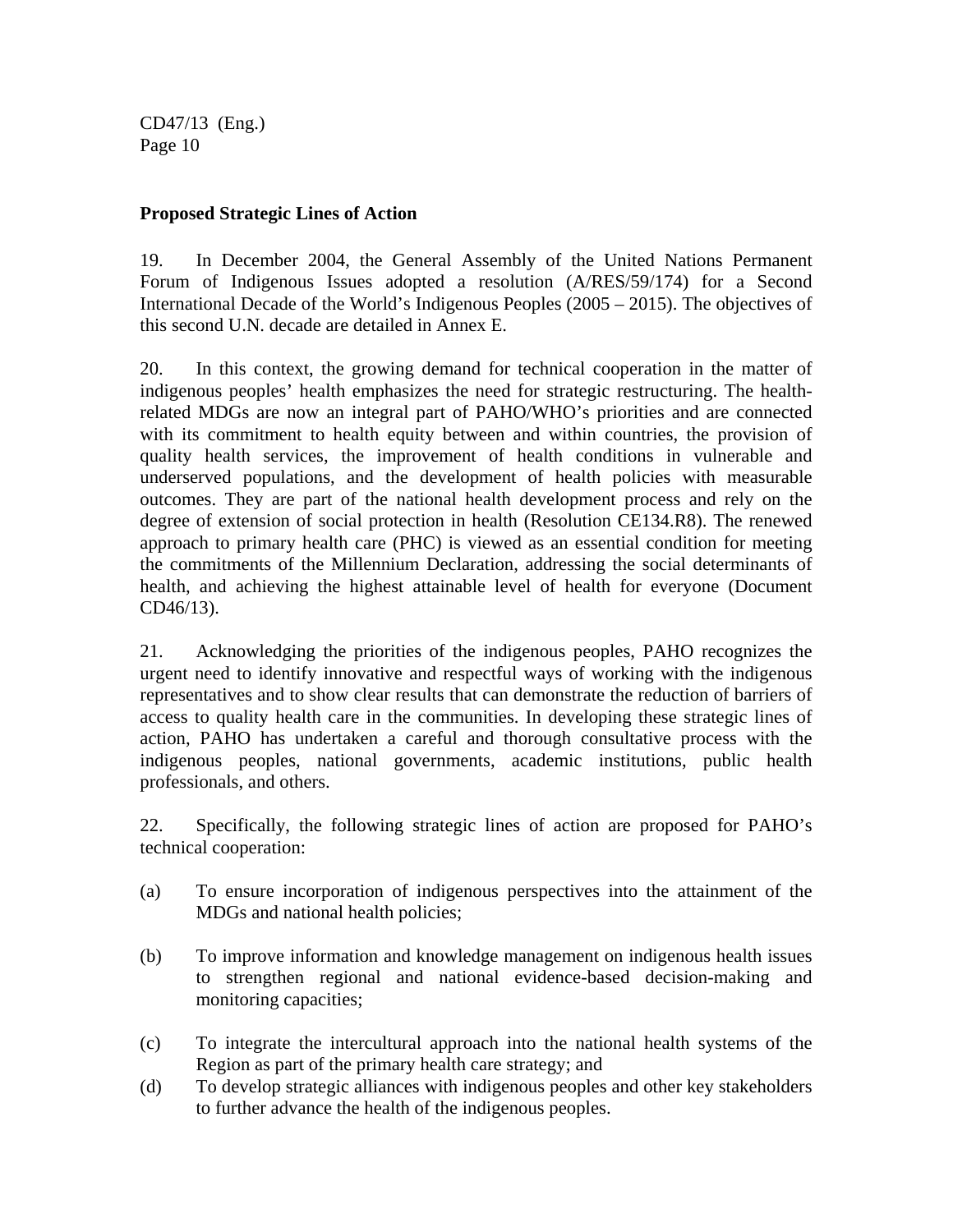**Proposed Strategic Lines of Action**

19. In December 2004, the General Assembly of the United Nations Permanent Forum of Indigenous Issues adopted a resolution (A/RES/59/174) for a Second International Decade of the World's Indigenous Peoples (2005 – 2015). The objectives of this second U.N. decade are detailed in Annex E.

20. In this context, the growing demand for technical cooperation in the matter of indigenous peoples' health emphasizes the need for strategic restructuring. The health-related MDGs are now an integral part of PAHO/WHO's priorities and are connected with its commitment to health equity between and within countries, the provision of quality health services, the improvement of health conditions in vulnerable and underserved populations, and the development of health policies with measurable outcomes. They are part of the national health development process and rely on the degree of extension of social protection in health (Resolution CE134.R8). The renewed approach to primary health care (PHC) is viewed as an essential condition for meeting the commitments of the Millennium Declaration, addressing the social determinants of health, and achieving the highest attainable level of health for everyone (Document CD46/13).

21. Acknowledging the priorities of the indigenous peoples, PAHO recognizes the urgent need to identify innovative and respectful ways of working with the indigenous representatives and to show clear results that can demonstrate the reduction of barriers of access to quality health care in the communities. In developing these strategic lines of action, PAHO has undertaken a careful and thorough consultative process with the indigenous peoples, national governments, academic institutions, public health professionals, and others.

22. Specifically, the following strategic lines of action are proposed for PAHO's technical cooperation:

(a) To ensure incorporation of indigenous perspectives into the attainment of the MDGs and national health policies;

(b) To improve information and knowledge management on indigenous health issues to strengthen regional and national evidence-based decision-making and monitoring capacities;

(c) To integrate the intercultural approach into the national health systems of the Region as part of the primary health care strategy; and

(d) To develop strategic alliances with indigenous peoples and other key stakeholders to further advance the health of the indigenous peoples.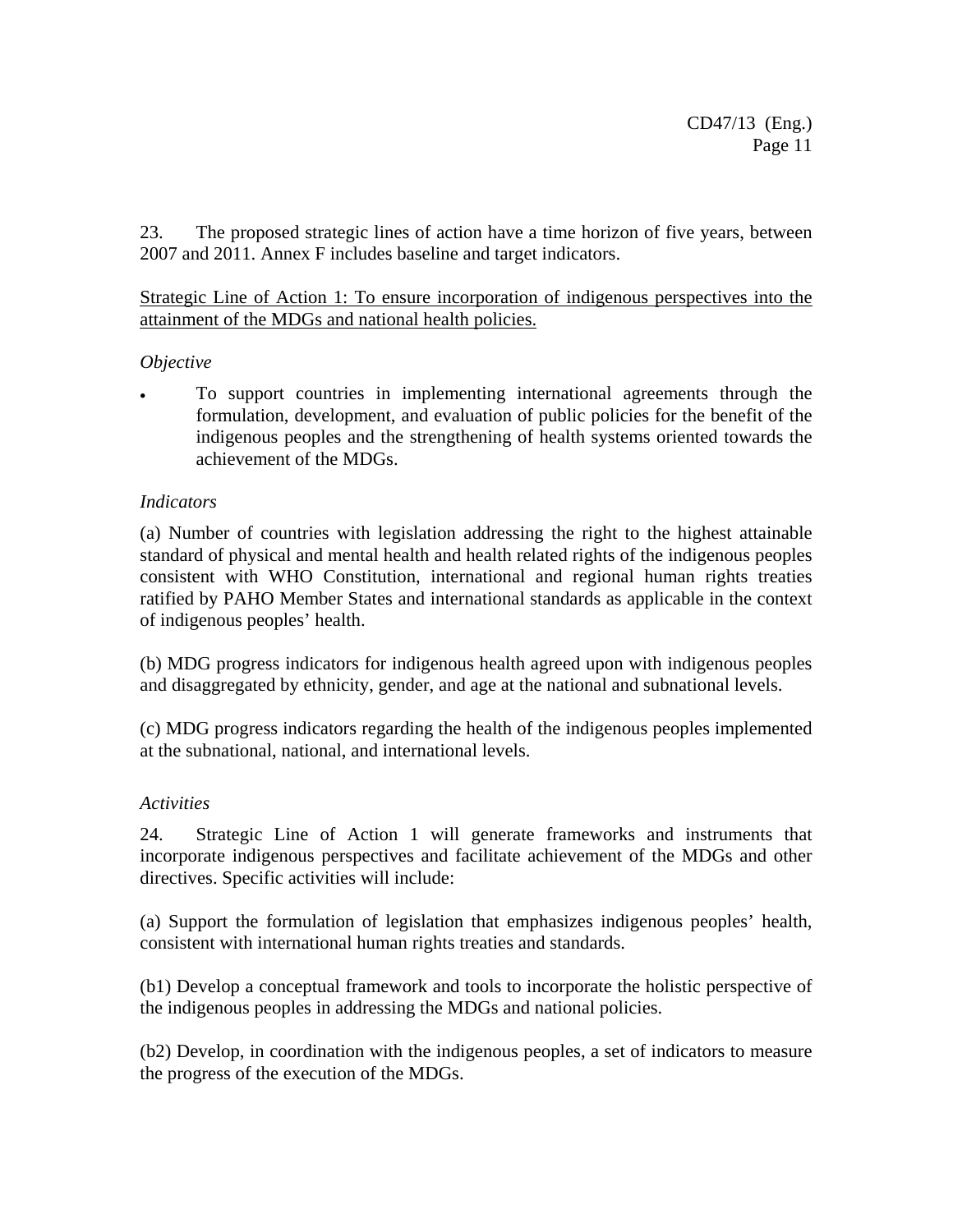23. The proposed strategic lines of action have a time horizon of five years, between 2007 and 2011. Annex F includes baseline and target indicators.

<u>Strategic Line of Action 1: To ensure incorporation of indigenous perspectives into the attainment of the MDGs and national health policies.</u>

*Objective*

- To support countries in implementing international agreements through the formulation, development, and evaluation of public policies for the benefit of the indigenous peoples and the strengthening of health systems oriented towards the achievement of the MDGs.

*Indicators*

(a) Number of countries with legislation addressing the right to the highest attainable standard of physical and mental health and health related rights of the indigenous peoples consistent with WHO Constitution, international and regional human rights treaties ratified by PAHO Member States and international standards as applicable in the context of indigenous peoples' health.

(b) MDG progress indicators for indigenous health agreed upon with indigenous peoples and disaggregated by ethnicity, gender, and age at the national and subnational levels.

(c) MDG progress indicators regarding the health of the indigenous peoples implemented at the subnational, national, and international levels.

*Activities*

24. Strategic Line of Action 1 will generate frameworks and instruments that incorporate indigenous perspectives and facilitate achievement of the MDGs and other directives. Specific activities will include:

(a) Support the formulation of legislation that emphasizes indigenous peoples' health, consistent with international human rights treaties and standards.

(b1) Develop a conceptual framework and tools to incorporate the holistic perspective of the indigenous peoples in addressing the MDGs and national policies.

(b2) Develop, in coordination with the indigenous peoples, a set of indicators to measure the progress of the execution of the MDGs.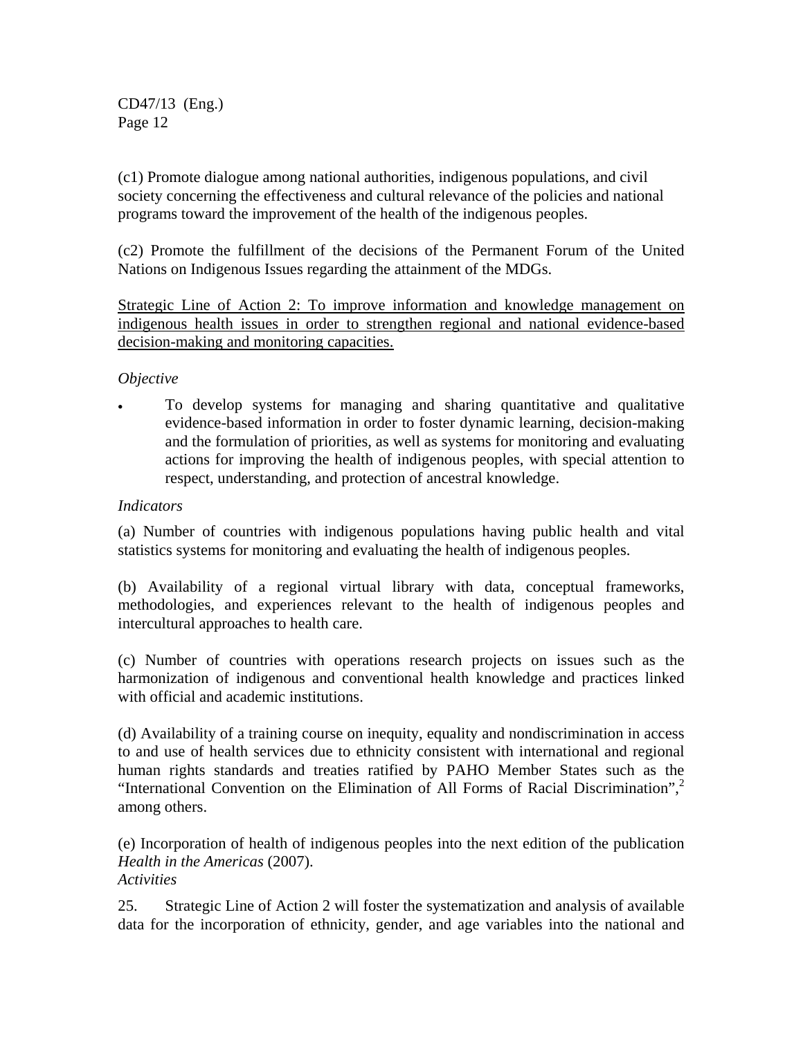(c1) Promote dialogue among national authorities, indigenous populations, and civil society concerning the effectiveness and cultural relevance of the policies and national programs toward the improvement of the health of the indigenous peoples.

(c2) Promote the fulfillment of the decisions of the Permanent Forum of the United Nations on Indigenous Issues regarding the attainment of the MDGs.

<u>Strategic Line of Action 2: To improve information and knowledge management on indigenous health issues in order to strengthen regional and national evidence-based decision-making and monitoring capacities.</u>

*Objective*

- To develop systems for managing and sharing quantitative and qualitative evidence-based information in order to foster dynamic learning, decision-making and the formulation of priorities, as well as systems for monitoring and evaluating actions for improving the health of indigenous peoples, with special attention to respect, understanding, and protection of ancestral knowledge.

*Indicators*

(a) Number of countries with indigenous populations having public health and vital statistics systems for monitoring and evaluating the health of indigenous peoples.

(b) Availability of a regional virtual library with data, conceptual frameworks, methodologies, and experiences relevant to the health of indigenous peoples and intercultural approaches to health care.

(c) Number of countries with operations research projects on issues such as the harmonization of indigenous and conventional health knowledge and practices linked with official and academic institutions.

(d) Availability of a training course on inequity, equality and nondiscrimination in access to and use of health services due to ethnicity consistent with international and regional human rights standards and treaties ratified by PAHO Member States such as the "International Convention on the Elimination of All Forms of Racial Discrimination",[2] among others.

(e) Incorporation of health of indigenous peoples into the next edition of the publication *Health in the Americas* (2007).

*Activities*

25. Strategic Line of Action 2 will foster the systematization and analysis of available data for the incorporation of ethnicity, gender, and age variables into the national and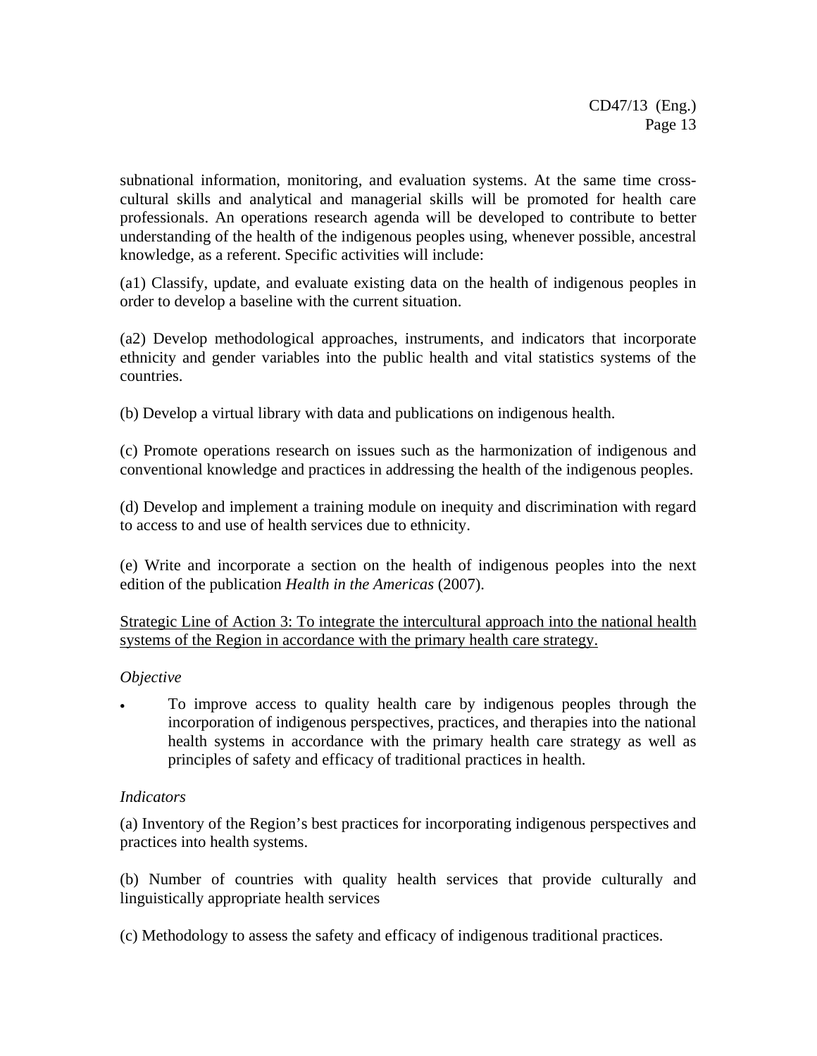subnational information, monitoring, and evaluation systems. At the same time cross-cultural skills and analytical and managerial skills will be promoted for health care professionals. An operations research agenda will be developed to contribute to better understanding of the health of the indigenous peoples using, whenever possible, ancestral knowledge, as a referent. Specific activities will include:

(a1) Classify, update, and evaluate existing data on the health of indigenous peoples in order to develop a baseline with the current situation.

(a2) Develop methodological approaches, instruments, and indicators that incorporate ethnicity and gender variables into the public health and vital statistics systems of the countries.

(b) Develop a virtual library with data and publications on indigenous health.

(c) Promote operations research on issues such as the harmonization of indigenous and conventional knowledge and practices in addressing the health of the indigenous peoples.

(d) Develop and implement a training module on inequity and discrimination with regard to access to and use of health services due to ethnicity.

(e) Write and incorporate a section on the health of indigenous peoples into the next edition of the publication *Health in the Americas* (2007).

<u>Strategic Line of Action 3: To integrate the intercultural approach into the national health systems of the Region in accordance with the primary health care strategy.</u>

*Objective*

- To improve access to quality health care by indigenous peoples through the incorporation of indigenous perspectives, practices, and therapies into the national health systems in accordance with the primary health care strategy as well as principles of safety and efficacy of traditional practices in health.

*Indicators*

(a) Inventory of the Region's best practices for incorporating indigenous perspectives and practices into health systems.

(b) Number of countries with quality health services that provide culturally and linguistically appropriate health services

(c) Methodology to assess the safety and efficacy of indigenous traditional practices.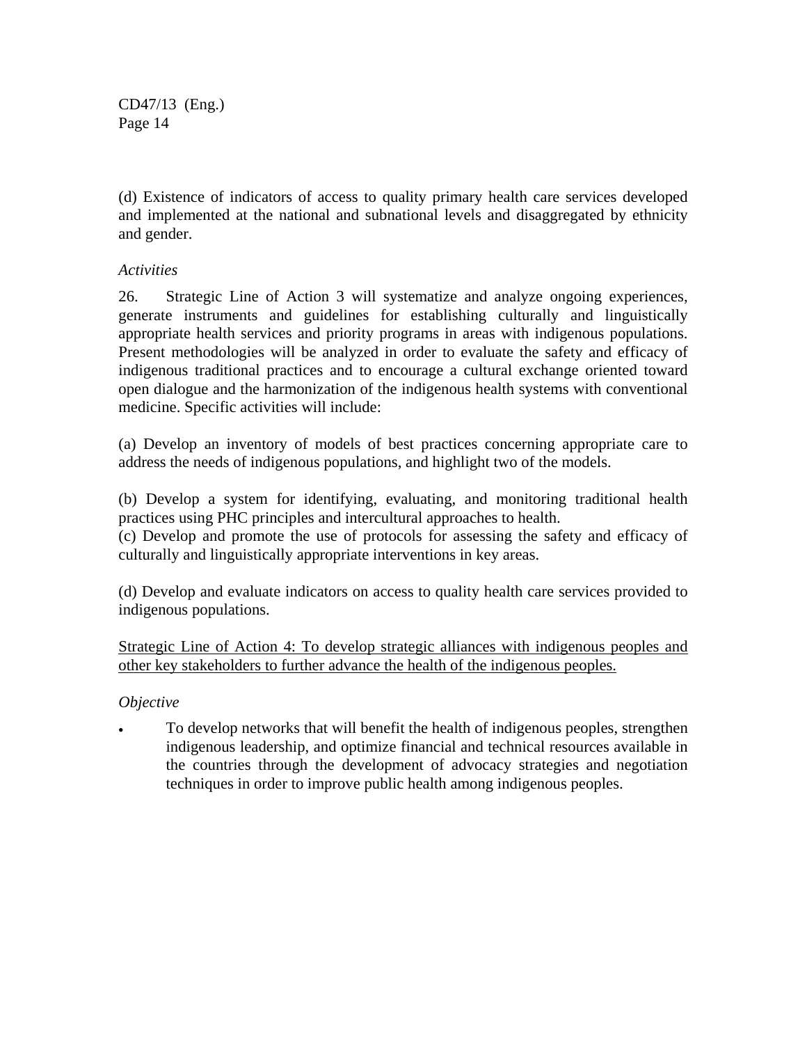(d) Existence of indicators of access to quality primary health care services developed and implemented at the national and subnational levels and disaggregated by ethnicity and gender.

*Activities*

26. Strategic Line of Action 3 will systematize and analyze ongoing experiences, generate instruments and guidelines for establishing culturally and linguistically appropriate health services and priority programs in areas with indigenous populations. Present methodologies will be analyzed in order to evaluate the safety and efficacy of indigenous traditional practices and to encourage a cultural exchange oriented toward open dialogue and the harmonization of the indigenous health systems with conventional medicine. Specific activities will include:

(a) Develop an inventory of models of best practices concerning appropriate care to address the needs of indigenous populations, and highlight two of the models.

(b) Develop a system for identifying, evaluating, and monitoring traditional health practices using PHC principles and intercultural approaches to health.

(c) Develop and promote the use of protocols for assessing the safety and efficacy of culturally and linguistically appropriate interventions in key areas.

(d) Develop and evaluate indicators on access to quality health care services provided to indigenous populations.

<u>Strategic Line of Action 4: To develop strategic alliances with indigenous peoples and other key stakeholders to further advance the health of the indigenous peoples.</u>

*Objective*

- To develop networks that will benefit the health of indigenous peoples, strengthen indigenous leadership, and optimize financial and technical resources available in the countries through the development of advocacy strategies and negotiation techniques in order to improve public health among indigenous peoples.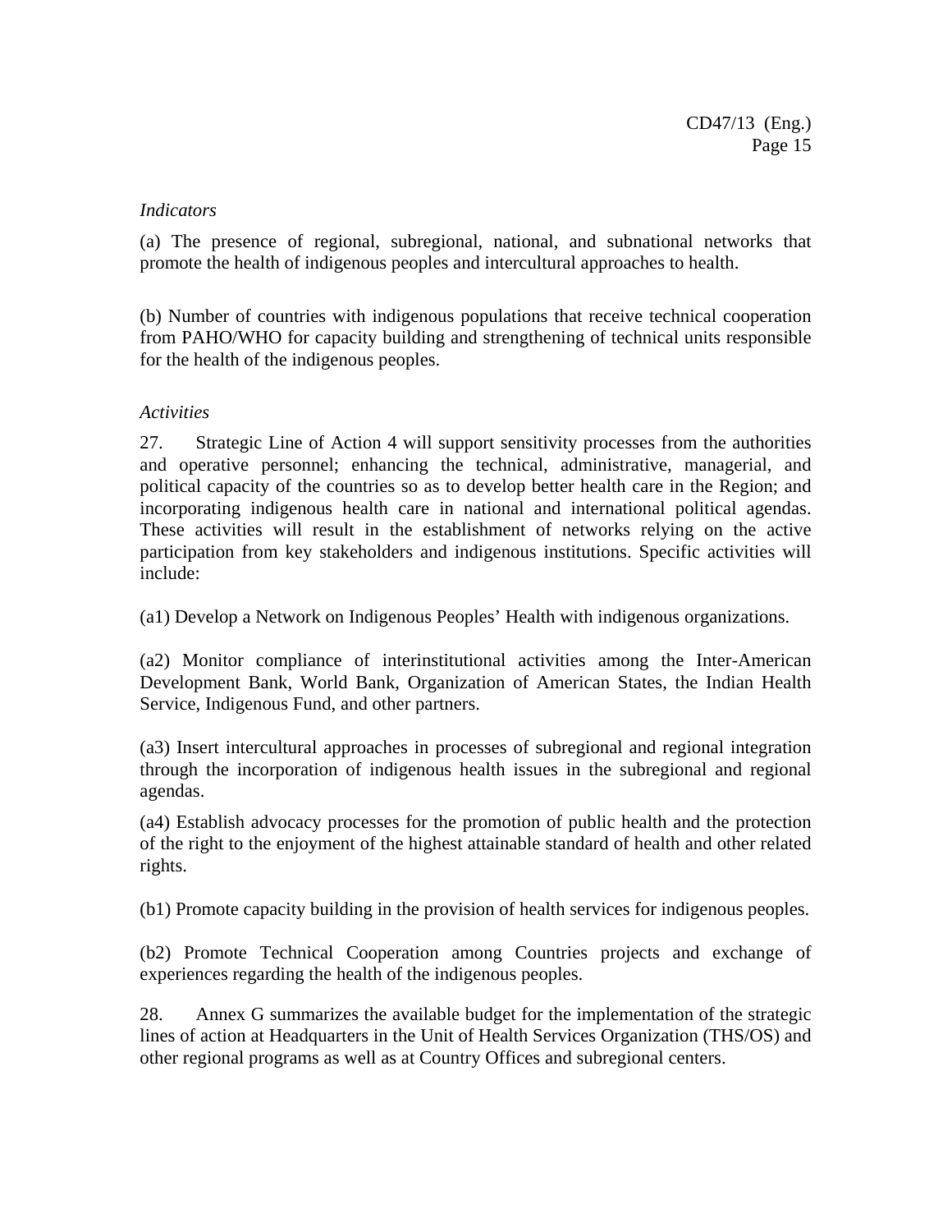*Indicators*

(a) The presence of regional, subregional, national, and subnational networks that promote the health of indigenous peoples and intercultural approaches to health.

(b) Number of countries with indigenous populations that receive technical cooperation from PAHO/WHO for capacity building and strengthening of technical units responsible for the health of the indigenous peoples.

*Activities*

27. Strategic Line of Action 4 will support sensitivity processes from the authorities and operative personnel; enhancing the technical, administrative, managerial, and political capacity of the countries so as to develop better health care in the Region; and incorporating indigenous health care in national and international political agendas. These activities will result in the establishment of networks relying on the active participation from key stakeholders and indigenous institutions. Specific activities will include:

(a1) Develop a Network on Indigenous Peoples' Health with indigenous organizations.

(a2) Monitor compliance of interinstitutional activities among the Inter-American Development Bank, World Bank, Organization of American States, the Indian Health Service, Indigenous Fund, and other partners.

(a3) Insert intercultural approaches in processes of subregional and regional integration through the incorporation of indigenous health issues in the subregional and regional agendas.

(a4) Establish advocacy processes for the promotion of public health and the protection of the right to the enjoyment of the highest attainable standard of health and other related rights.

(b1) Promote capacity building in the provision of health services for indigenous peoples.

(b2) Promote Technical Cooperation among Countries projects and exchange of experiences regarding the health of the indigenous peoples.

28. Annex G summarizes the available budget for the implementation of the strategic lines of action at Headquarters in the Unit of Health Services Organization (THS/OS) and other regional programs as well as at Country Offices and subregional centers.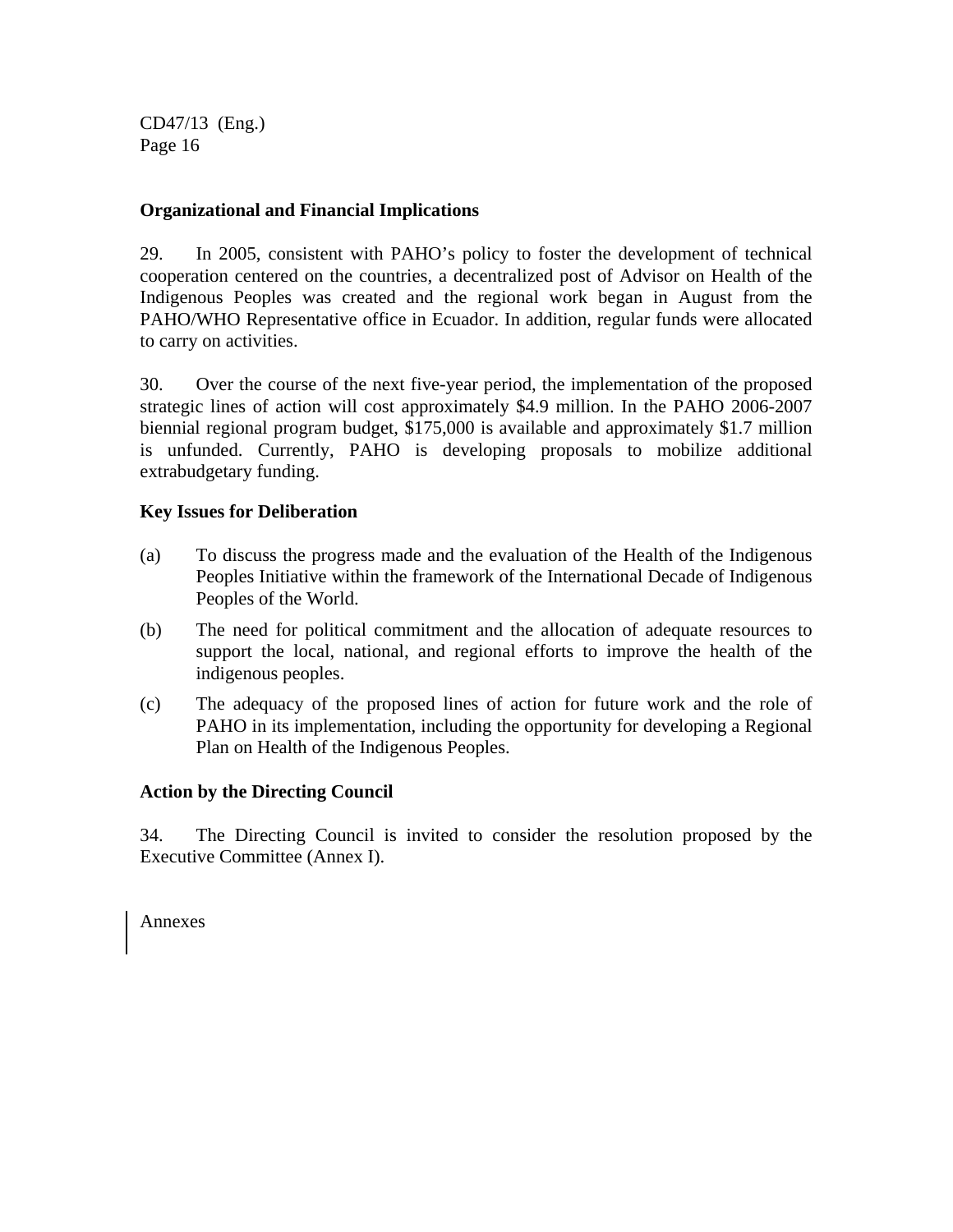**Organizational and Financial Implications**

29. In 2005, consistent with PAHO's policy to foster the development of technical cooperation centered on the countries, a decentralized post of Advisor on Health of the Indigenous Peoples was created and the regional work began in August from the PAHO/WHO Representative office in Ecuador. In addition, regular funds were allocated to carry on activities.

30. Over the course of the next five-year period, the implementation of the proposed strategic lines of action will cost approximately $4.9 million. In the PAHO 2006-2007 biennial regional program budget, $175,000 is available and approximately $1.7 million is unfunded. Currently, PAHO is developing proposals to mobilize additional extrabudgetary funding.

**Key Issues for Deliberation**

(a) To discuss the progress made and the evaluation of the Health of the Indigenous Peoples Initiative within the framework of the International Decade of Indigenous Peoples of the World.

(b) The need for political commitment and the allocation of adequate resources to support the local, national, and regional efforts to improve the health of the indigenous peoples.

(c) The adequacy of the proposed lines of action for future work and the role of PAHO in its implementation, including the opportunity for developing a Regional Plan on Health of the Indigenous Peoples.

**Action by the Directing Council**

34. The Directing Council is invited to consider the resolution proposed by the Executive Committee (Annex I).

Annexes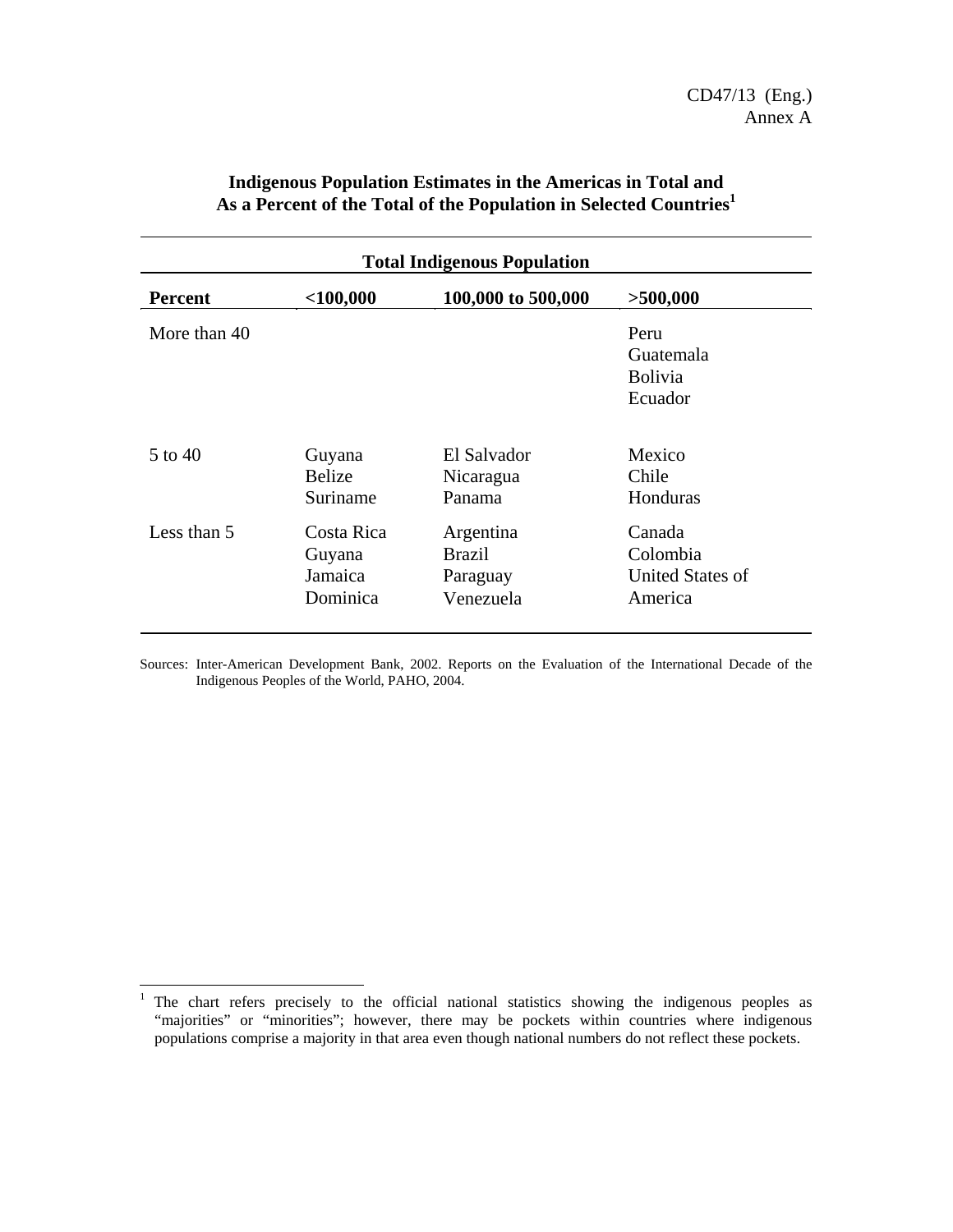## Indigenous Population Estimates in the Americas in Total and As a Percent of the Total of the Population in Selected Countries[1]

| | Total Indigenous Population | | |
|---|---|---|---|
| **Percent** | **<100,000** | **100,000 to 500,000** | **>500,000** |
| More than 40 | | | Peru<br>Guatemala<br>Bolivia<br>Ecuador |
| 5 to 40 | Guyana<br>Belize<br>Suriname | El Salvador<br>Nicaragua<br>Panama | Mexico<br>Chile<br>Honduras |
| Less than 5 | Costa Rica<br>Guyana<br>Jamaica<br>Dominica | Argentina<br>Brazil<br>Paraguay<br>Venezuela | Canada<br>Colombia<br>United States of America |

Sources: Inter-American Development Bank, 2002. Reports on the Evaluation of the International Decade of the Indigenous Peoples of the World, PAHO, 2004.

[1] The chart refers precisely to the official national statistics showing the indigenous peoples as "majorities" or "minorities"; however, there may be pockets within countries where indigenous populations comprise a majority in that area even though national numbers do not reflect these pockets.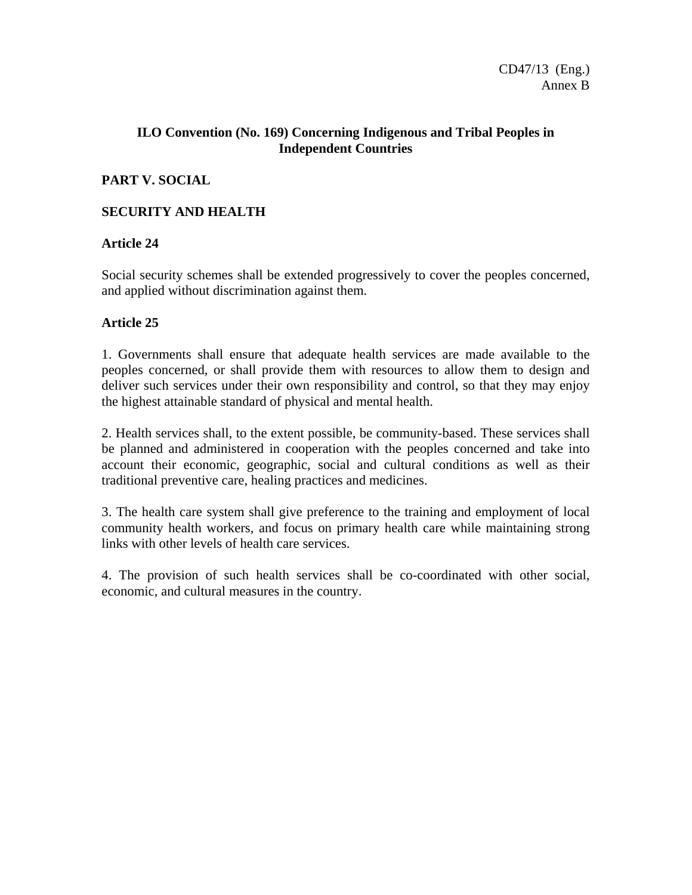CD47/13 (Eng.)
Annex B

## ILO Convention (No. 169) Concerning Indigenous and Tribal Peoples in Independent Countries

### PART V. SOCIAL

### SECURITY AND HEALTH

**Article 24**

Social security schemes shall be extended progressively to cover the peoples concerned, and applied without discrimination against them.

**Article 25**

1. Governments shall ensure that adequate health services are made available to the peoples concerned, or shall provide them with resources to allow them to design and deliver such services under their own responsibility and control, so that they may enjoy the highest attainable standard of physical and mental health.

2. Health services shall, to the extent possible, be community-based. These services shall be planned and administered in cooperation with the peoples concerned and take into account their economic, geographic, social and cultural conditions as well as their traditional preventive care, healing practices and medicines.

3. The health care system shall give preference to the training and employment of local community health workers, and focus on primary health care while maintaining strong links with other levels of health care services.

4. The provision of such health services shall be co-coordinated with other social, economic, and cultural measures in the country.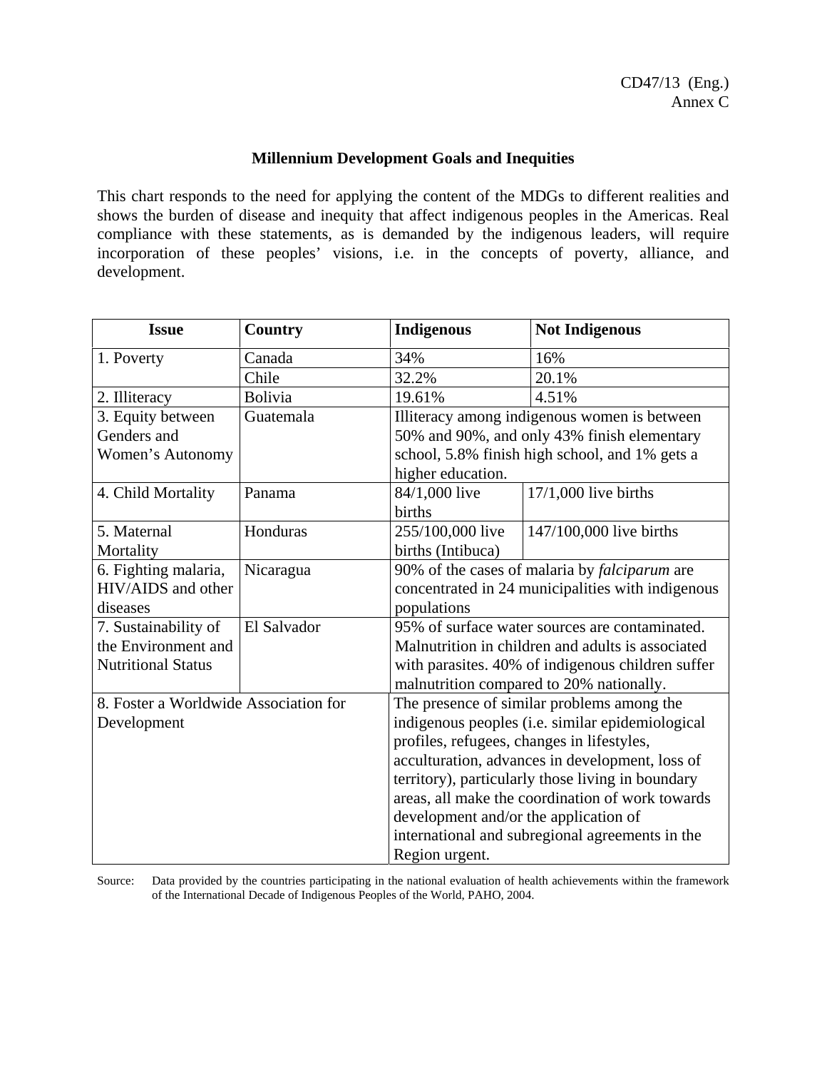CD47/13 (Eng.)
Annex C

## Millennium Development Goals and Inequities

This chart responds to the need for applying the content of the MDGs to different realities and shows the burden of disease and inequity that affect indigenous peoples in the Americas. Real compliance with these statements, as is demanded by the indigenous leaders, will require incorporation of these peoples' visions, i.e. in the concepts of poverty, alliance, and development.

| Issue | Country | Indigenous | Not Indigenous |
|---|---|---|---|
| 1. Poverty | Canada | 34% | 16% |
| | Chile | 32.2% | 20.1% |
| 2. Illiteracy | Bolivia | 19.61% | 4.51% |
| 3. Equity between Genders and Women's Autonomy | Guatemala | Illiteracy among indigenous women is between 50% and 90%, and only 43% finish elementary school, 5.8% finish high school, and 1% gets a higher education. | |
| 4. Child Mortality | Panama | 84/1,000 live births | 17/1,000 live births |
| 5. Maternal Mortality | Honduras | 255/100,000 live births (Intibuca) | 147/100,000 live births |
| 6. Fighting malaria, HIV/AIDS and other diseases | Nicaragua | 90% of the cases of malaria by *falciparum* are concentrated in 24 municipalities with indigenous populations | |
| 7. Sustainability of the Environment and Nutritional Status | El Salvador | 95% of surface water sources are contaminated. Malnutrition in children and adults is associated with parasites. 40% of indigenous children suffer malnutrition compared to 20% nationally. | |
| 8. Foster a Worldwide Association for Development | | The presence of similar problems among the indigenous peoples (i.e. similar epidemiological profiles, refugees, changes in lifestyles, acculturation, advances in development, loss of territory), particularly those living in boundary areas, all make the coordination of work towards development and/or the application of international and subregional agreements in the Region urgent. | |

Source: Data provided by the countries participating in the national evaluation of health achievements within the framework of the International Decade of Indigenous Peoples of the World, PAHO, 2004.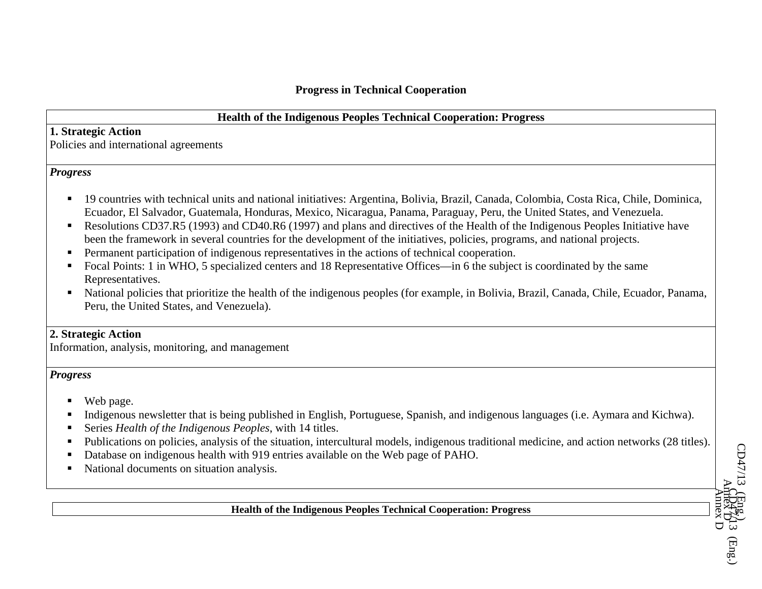## Progress in Technical Cooperation

| Health of the Indigenous Peoples Technical Cooperation: Progress |
|---|
| **1. Strategic Action**<br>Policies and international agreements |
| ***Progress***<br>▪ 19 countries with technical units and national initiatives: Argentina, Bolivia, Brazil, Canada, Colombia, Costa Rica, Chile, Dominica, Ecuador, El Salvador, Guatemala, Honduras, Mexico, Nicaragua, Panama, Paraguay, Peru, the United States, and Venezuela.<br>▪ Resolutions CD37.R5 (1993) and CD40.R6 (1997) and plans and directives of the Health of the Indigenous Peoples Initiative have been the framework in several countries for the development of the initiatives, policies, programs, and national projects.<br>▪ Permanent participation of indigenous representatives in the actions of technical cooperation.<br>▪ Focal Points: 1 in WHO, 5 specialized centers and 18 Representative Offices—in 6 the subject is coordinated by the same Representatives.<br>▪ National policies that prioritize the health of the indigenous peoples (for example, in Bolivia, Brazil, Canada, Chile, Ecuador, Panama, Peru, the United States, and Venezuela). |
| **2. Strategic Action**<br>Information, analysis, monitoring, and management |
| ***Progress***<br>▪ Web page.<br>▪ Indigenous newsletter that is being published in English, Portuguese, Spanish, and indigenous languages (i.e. Aymara and Kichwa).<br>▪ Series *Health of the Indigenous Peoples*, with 14 titles.<br>▪ Publications on policies, analysis of the situation, intercultural models, indigenous traditional medicine, and action networks (28 titles).<br>▪ Database on indigenous health with 919 entries available on the Web page of PAHO.<br>▪ National documents on situation analysis. |

| Health of the Indigenous Peoples Technical Cooperation: Progress |
|---|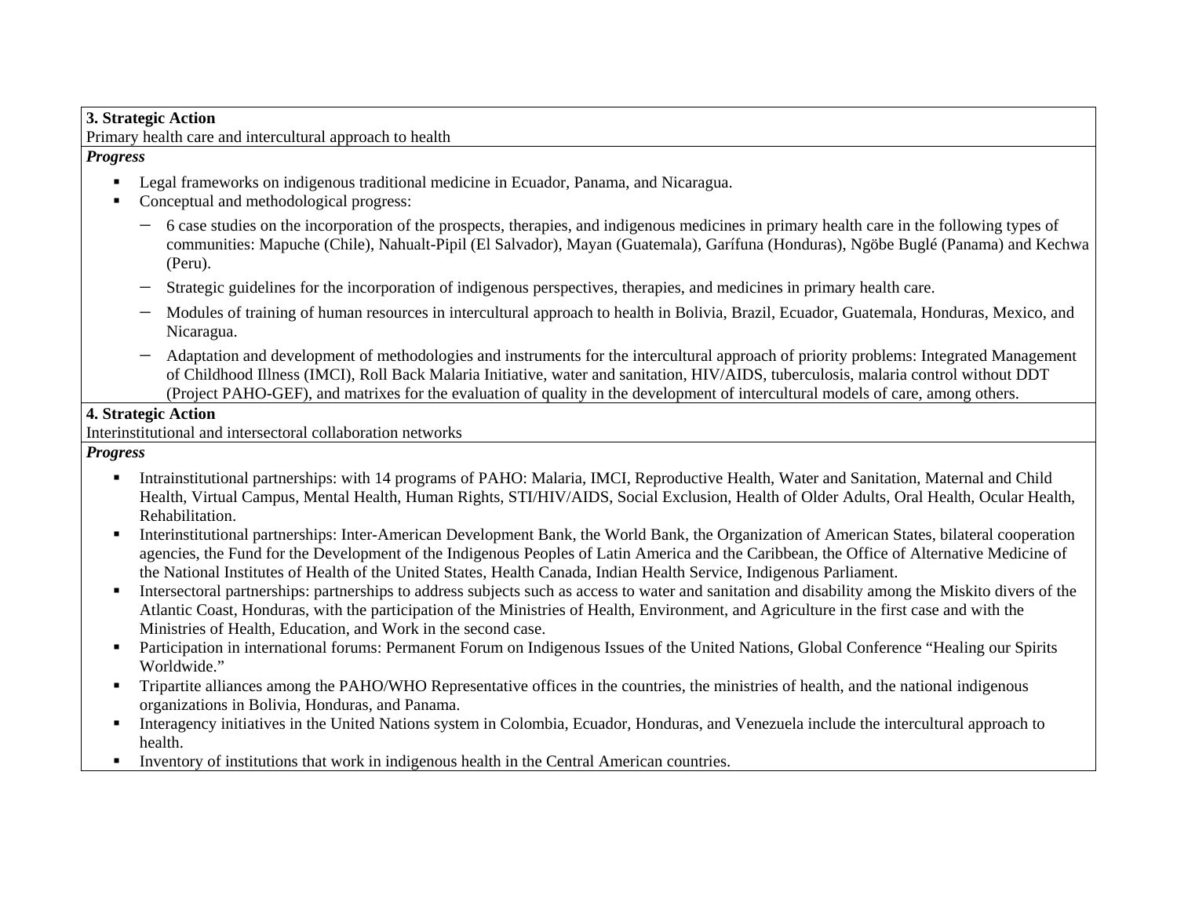**3. Strategic Action**
Primary health care and intercultural approach to health

***Progress***

- Legal frameworks on indigenous traditional medicine in Ecuador, Panama, and Nicaragua.
- Conceptual and methodological progress:
  - 6 case studies on the incorporation of the prospects, therapies, and indigenous medicines in primary health care in the following types of communities: Mapuche (Chile), Nahualt-Pipil (El Salvador), Mayan (Guatemala), Garífuna (Honduras), Ngöbe Buglé (Panama) and Kechwa (Peru).
  - Strategic guidelines for the incorporation of indigenous perspectives, therapies, and medicines in primary health care.
  - Modules of training of human resources in intercultural approach to health in Bolivia, Brazil, Ecuador, Guatemala, Honduras, Mexico, and Nicaragua.
  - Adaptation and development of methodologies and instruments for the intercultural approach of priority problems: Integrated Management of Childhood Illness (IMCI), Roll Back Malaria Initiative, water and sanitation, HIV/AIDS, tuberculosis, malaria control without DDT (Project PAHO-GEF), and matrixes for the evaluation of quality in the development of intercultural models of care, among others.

**4. Strategic Action**
Interinstitutional and intersectoral collaboration networks

***Progress***

- Intrainstitutional partnerships: with 14 programs of PAHO: Malaria, IMCI, Reproductive Health, Water and Sanitation, Maternal and Child Health, Virtual Campus, Mental Health, Human Rights, STI/HIV/AIDS, Social Exclusion, Health of Older Adults, Oral Health, Ocular Health, Rehabilitation.
- Interinstitutional partnerships: Inter-American Development Bank, the World Bank, the Organization of American States, bilateral cooperation agencies, the Fund for the Development of the Indigenous Peoples of Latin America and the Caribbean, the Office of Alternative Medicine of the National Institutes of Health of the United States, Health Canada, Indian Health Service, Indigenous Parliament.
- Intersectoral partnerships: partnerships to address subjects such as access to water and sanitation and disability among the Miskito divers of the Atlantic Coast, Honduras, with the participation of the Ministries of Health, Environment, and Agriculture in the first case and with the Ministries of Health, Education, and Work in the second case.
- Participation in international forums: Permanent Forum on Indigenous Issues of the United Nations, Global Conference "Healing our Spirits Worldwide."
- Tripartite alliances among the PAHO/WHO Representative offices in the countries, the ministries of health, and the national indigenous organizations in Bolivia, Honduras, and Panama.
- Interagency initiatives in the United Nations system in Colombia, Ecuador, Honduras, and Venezuela include the intercultural approach to health.
- Inventory of institutions that work in indigenous health in the Central American countries.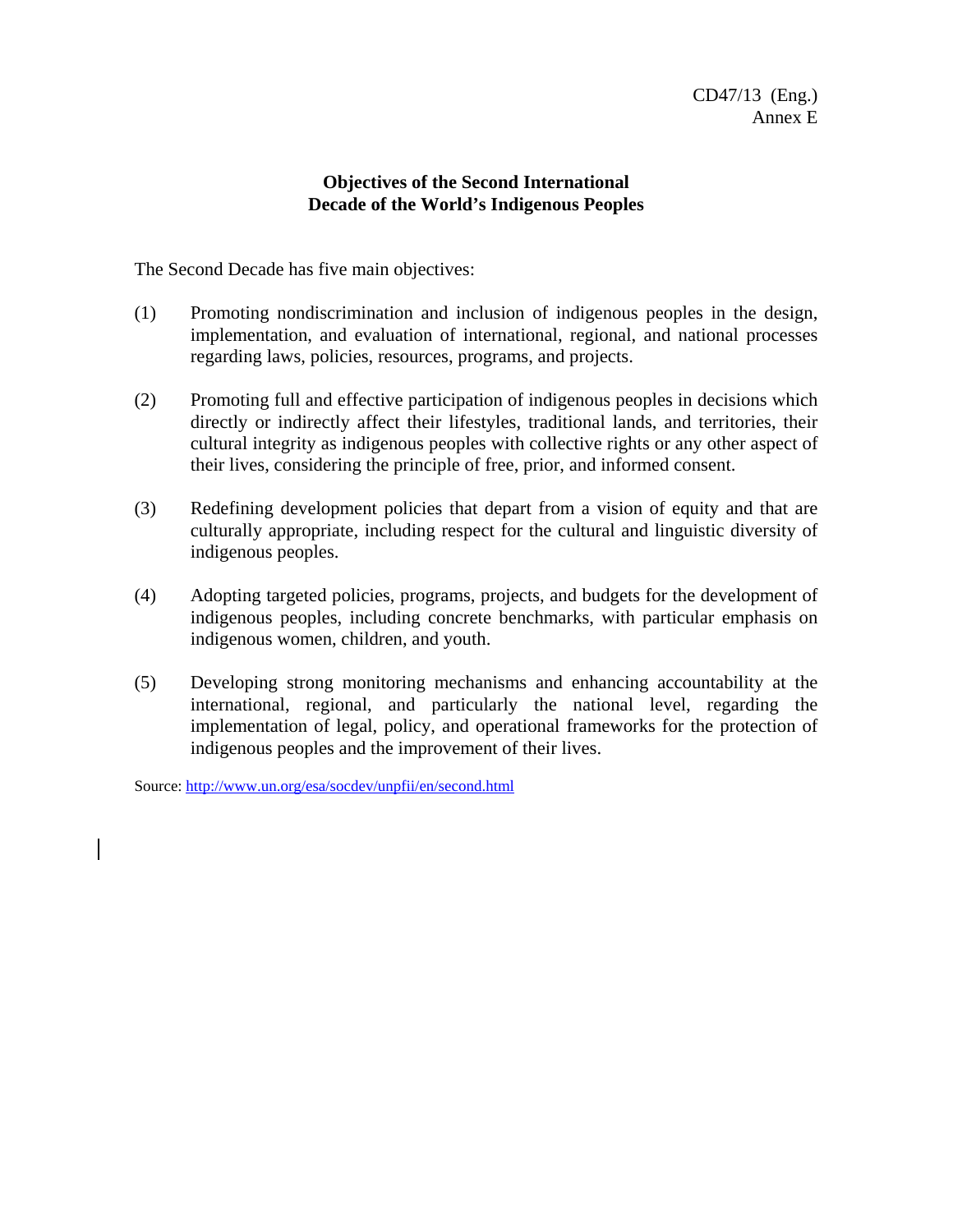CD47/13 (Eng.)
Annex E

## Objectives of the Second International Decade of the World's Indigenous Peoples

The Second Decade has five main objectives:

(1) Promoting nondiscrimination and inclusion of indigenous peoples in the design, implementation, and evaluation of international, regional, and national processes regarding laws, policies, resources, programs, and projects.

(2) Promoting full and effective participation of indigenous peoples in decisions which directly or indirectly affect their lifestyles, traditional lands, and territories, their cultural integrity as indigenous peoples with collective rights or any other aspect of their lives, considering the principle of free, prior, and informed consent.

(3) Redefining development policies that depart from a vision of equity and that are culturally appropriate, including respect for the cultural and linguistic diversity of indigenous peoples.

(4) Adopting targeted policies, programs, projects, and budgets for the development of indigenous peoples, including concrete benchmarks, with particular emphasis on indigenous women, children, and youth.

(5) Developing strong monitoring mechanisms and enhancing accountability at the international, regional, and particularly the national level, regarding the implementation of legal, policy, and operational frameworks for the protection of indigenous peoples and the improvement of their lives.

Source: http://www.un.org/esa/socdev/unpfii/en/second.html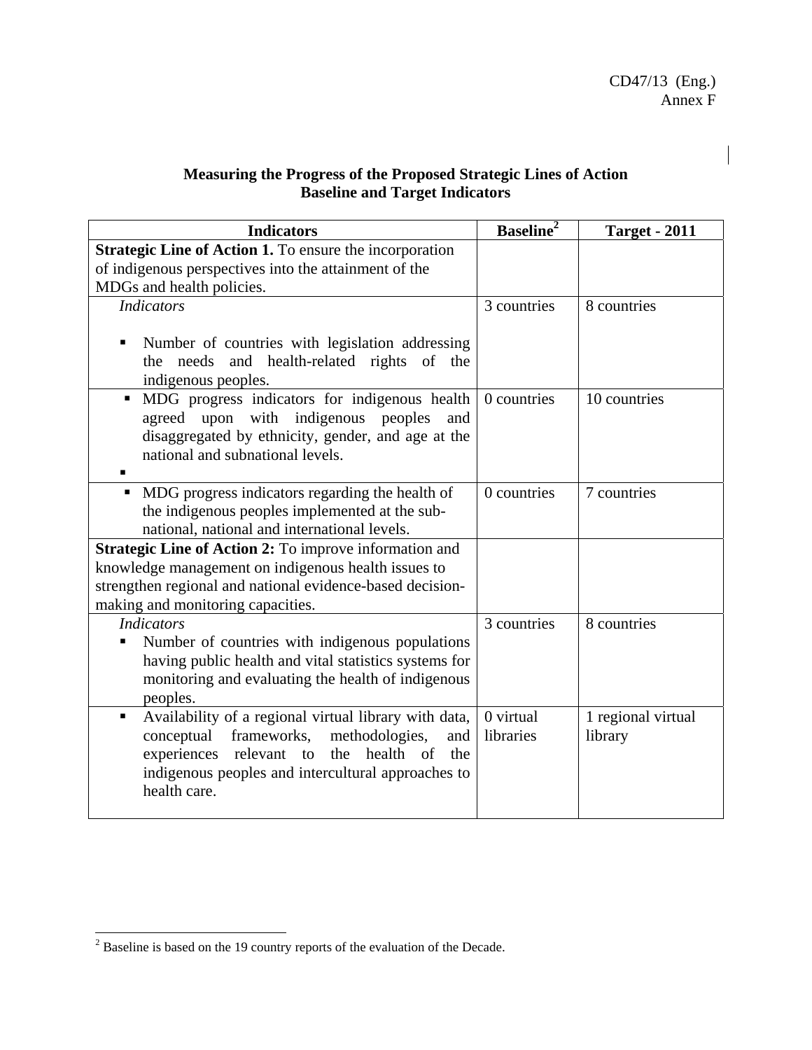CD47/13 (Eng.)
Annex F

**Measuring the Progress of the Proposed Strategic Lines of Action**
**Baseline and Target Indicators**

| Indicators | Baseline[2] | Target - 2011 |
|---|---|---|
| **Strategic Line of Action 1.** To ensure the incorporation of indigenous perspectives into the attainment of the MDGs and health policies. | | |
| *Indicators*<br>▪ Number of countries with legislation addressing the needs and health-related rights of the indigenous peoples. | 3 countries | 8 countries |
| ▪ MDG progress indicators for indigenous health agreed upon with indigenous peoples and disaggregated by ethnicity, gender, and age at the national and subnational levels.<br>▪ | 0 countries | 10 countries |
| ▪ MDG progress indicators regarding the health of the indigenous peoples implemented at the sub-national, national and international levels. | 0 countries | 7 countries |
| **Strategic Line of Action 2:** To improve information and knowledge management on indigenous health issues to strengthen regional and national evidence-based decision-making and monitoring capacities. | | |
| *Indicators*<br>▪ Number of countries with indigenous populations having public health and vital statistics systems for monitoring and evaluating the health of indigenous peoples. | 3 countries | 8 countries |
| ▪ Availability of a regional virtual library with data, conceptual frameworks, methodologies, and experiences relevant to the health of the indigenous peoples and intercultural approaches to health care. | 0 virtual libraries | 1 regional virtual library |

[2] Baseline is based on the 19 country reports of the evaluation of the Decade.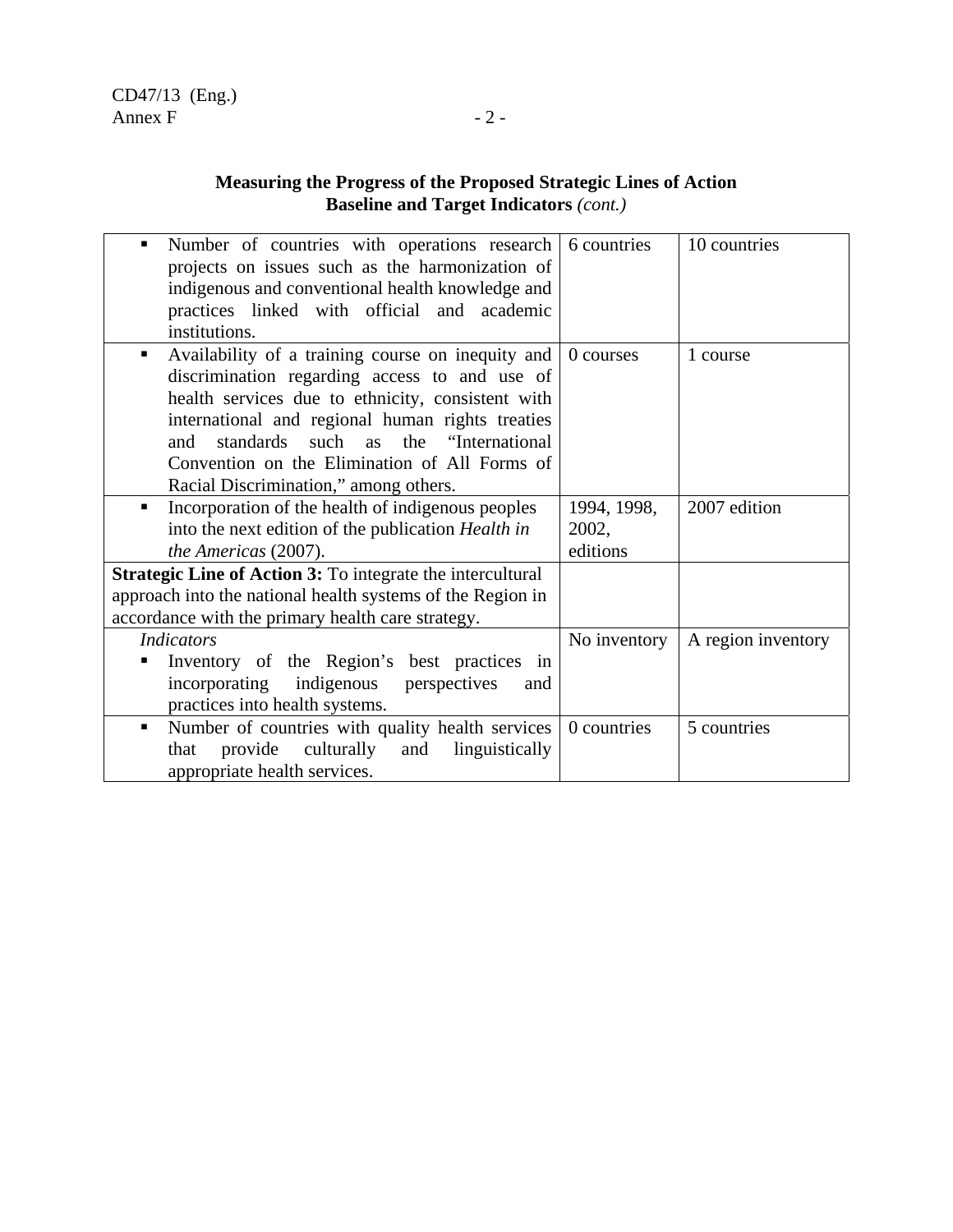**Measuring the Progress of the Proposed Strategic Lines of Action**
**Baseline and Target Indicators** *(cont.)*

| | | |
|---|---|---|
| ▪ Number of countries with operations research projects on issues such as the harmonization of indigenous and conventional health knowledge and practices linked with official and academic institutions. | 6 countries | 10 countries |
| ▪ Availability of a training course on inequity and discrimination regarding access to and use of health services due to ethnicity, consistent with international and regional human rights treaties and standards such as the "International Convention on the Elimination of All Forms of Racial Discrimination," among others. | 0 courses | 1 course |
| ▪ Incorporation of the health of indigenous peoples into the next edition of the publication *Health in the Americas* (2007). | 1994, 1998, 2002, editions | 2007 edition |
| **Strategic Line of Action 3:** To integrate the intercultural approach into the national health systems of the Region in accordance with the primary health care strategy. | | |
| *Indicators* ▪ Inventory of the Region's best practices in incorporating indigenous perspectives and practices into health systems. | No inventory | A region inventory |
| ▪ Number of countries with quality health services that provide culturally and linguistically appropriate health services. | 0 countries | 5 countries |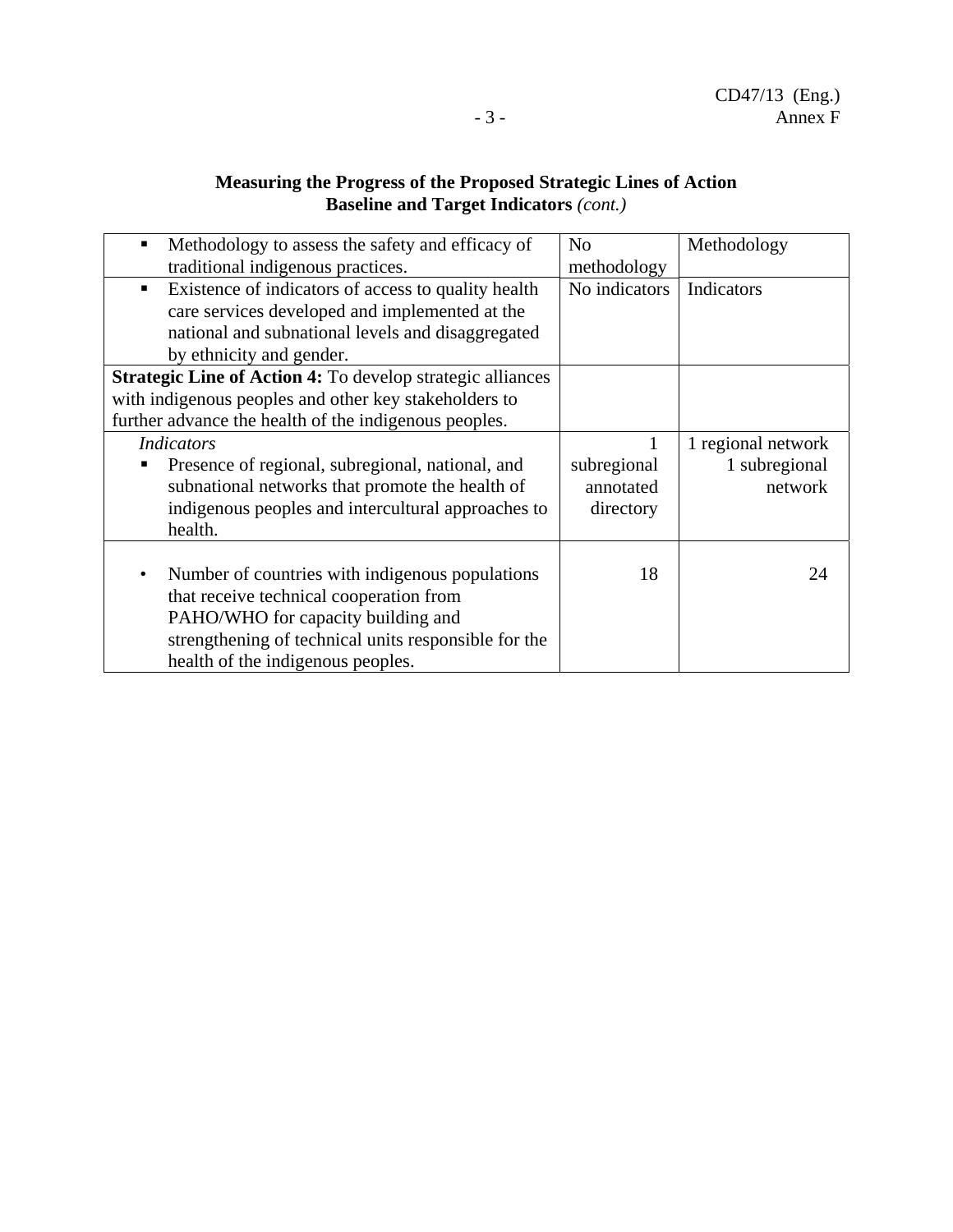**Measuring the Progress of the Proposed Strategic Lines of Action**
**Baseline and Target Indicators** *(cont.)*

| | | |
|---|---|---|
| ▪ Methodology to assess the safety and efficacy of traditional indigenous practices. | No methodology | Methodology |
| ▪ Existence of indicators of access to quality health care services developed and implemented at the national and subnational levels and disaggregated by ethnicity and gender. | No indicators | Indicators |
| **Strategic Line of Action 4:** To develop strategic alliances with indigenous peoples and other key stakeholders to further advance the health of the indigenous peoples. | | |
| *Indicators*<br>▪ Presence of regional, subregional, national, and subnational networks that promote the health of indigenous peoples and intercultural approaches to health. | 1 subregional annotated directory | 1 regional network<br>1 subregional network |
| • Number of countries with indigenous populations that receive technical cooperation from PAHO/WHO for capacity building and strengthening of technical units responsible for the health of the indigenous peoples. | 18 | 24 |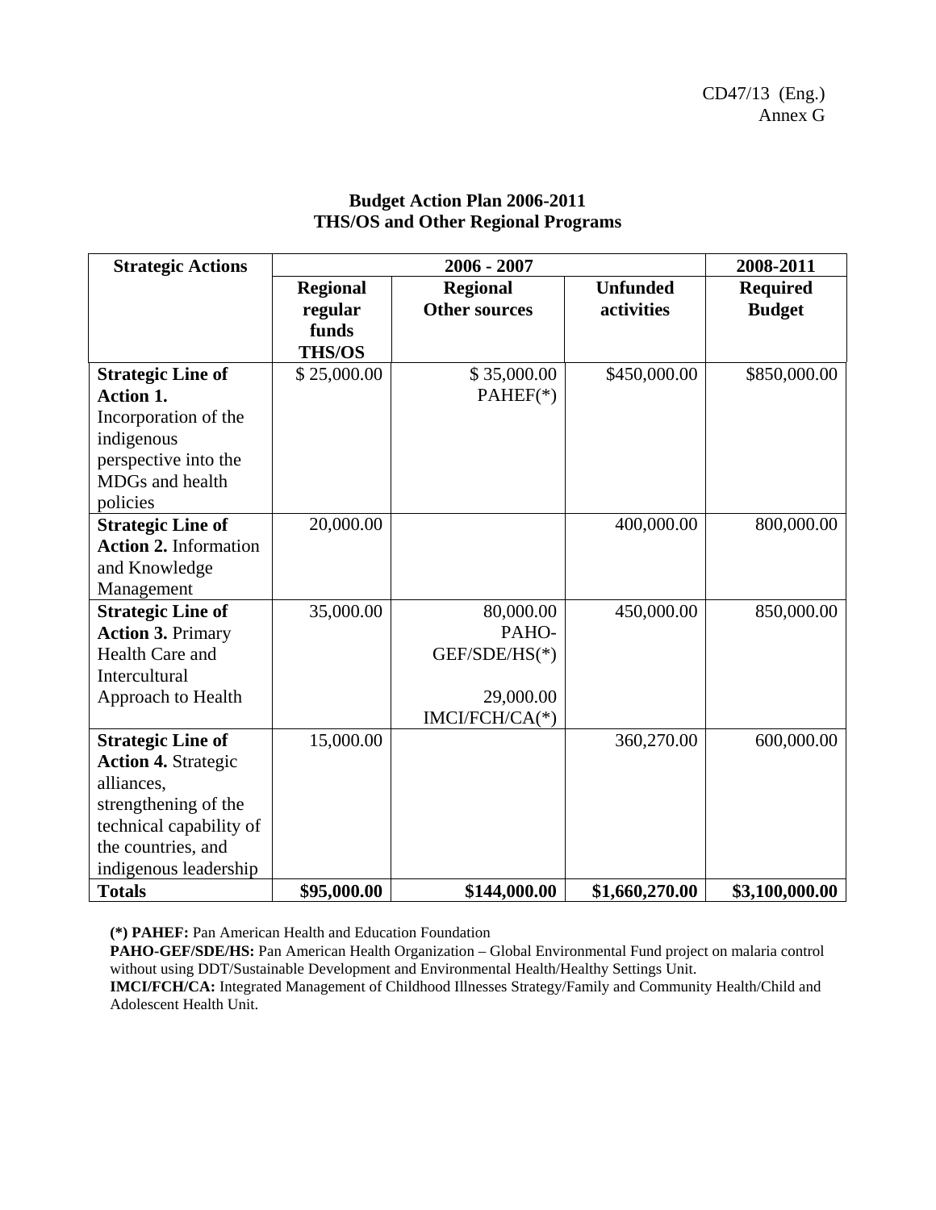CD47/13 (Eng.)
Annex G

## Budget Action Plan 2006-2011
## THS/OS and Other Regional Programs

| Strategic Actions | 2006 - 2007 | | | 2008-2011 |
|---|---|---|---|---|
| | **Regional regular funds THS/OS** | **Regional Other sources** | **Unfunded activities** | **Required Budget** |
| **Strategic Line of Action 1.** Incorporation of the indigenous perspective into the MDGs and health policies | $ 25,000.00 | $ 35,000.00 PAHEF(*) | $450,000.00 | $850,000.00 |
| **Strategic Line of Action 2.** Information and Knowledge Management | 20,000.00 | | 400,000.00 | 800,000.00 |
| **Strategic Line of Action 3.** Primary Health Care and Intercultural Approach to Health | 35,000.00 | 80,000.00 PAHO-GEF/SDE/HS(*) 29,000.00 IMCI/FCH/CA(*) | 450,000.00 | 850,000.00 |
| **Strategic Line of Action 4.** Strategic alliances, strengthening of the technical capability of the countries, and indigenous leadership | 15,000.00 | | 360,270.00 | 600,000.00 |
| **Totals** | **$95,000.00** | **$144,000.00** | **$1,660,270.00** | **$3,100,000.00** |

**(*) PAHEF:** Pan American Health and Education Foundation
**PAHO-GEF/SDE/HS:** Pan American Health Organization – Global Environmental Fund project on malaria control without using DDT/Sustainable Development and Environmental Health/Healthy Settings Unit.
**IMCI/FCH/CA:** Integrated Management of Childhood Illnesses Strategy/Family and Community Health/Child and Adolescent Health Unit.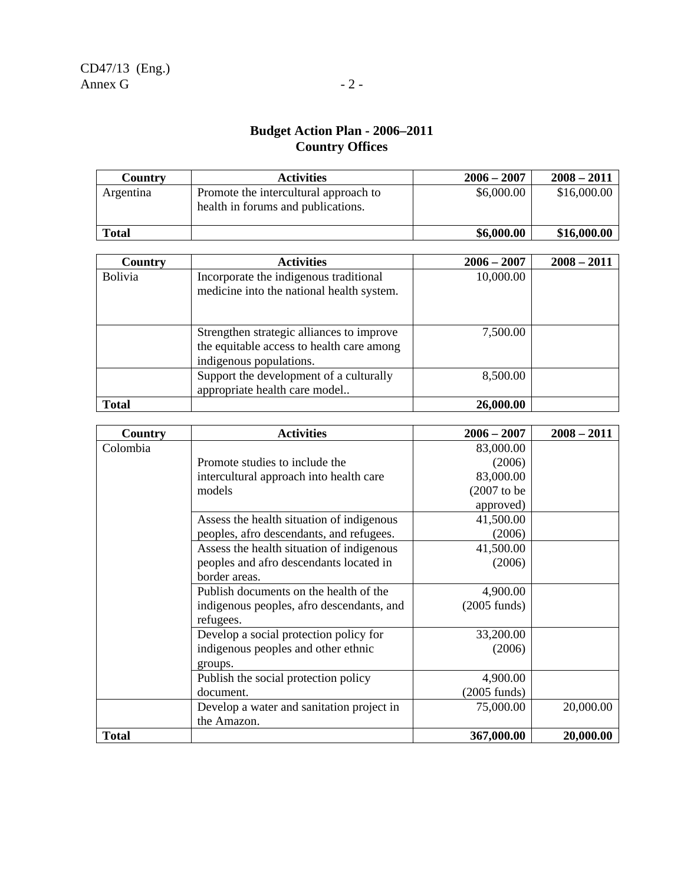# Budget Action Plan - 2006–2011
## Country Offices

| Country | Activities | 2006 – 2007 | 2008 – 2011 |
|---|---|---|---|
| Argentina | Promote the intercultural approach to health in forums and publications. | $6,000.00 | $16,000.00 |
| **Total** | | **$6,000.00** | **$16,000.00** |

| Country | Activities | 2006 – 2007 | 2008 – 2011 |
|---|---|---|---|
| Bolivia | Incorporate the indigenous traditional medicine into the national health system. | 10,000.00 | |
| | Strengthen strategic alliances to improve the equitable access to health care among indigenous populations. | 7,500.00 | |
| | Support the development of a culturally appropriate health care model.. | 8,500.00 | |
| **Total** | | **26,000.00** | |

| Country | Activities | 2006 – 2007 | 2008 – 2011 |
|---|---|---|---|
| Colombia | Promote studies to include the intercultural approach into health care models | 83,000.00 (2006) 83,000.00 (2007 to be approved) | |
| | Assess the health situation of indigenous peoples, afro descendants, and refugees. | 41,500.00 (2006) | |
| | Assess the health situation of indigenous peoples and afro descendants located in border areas. | 41,500.00 (2006) | |
| | Publish documents on the health of the indigenous peoples, afro descendants, and refugees. | 4,900.00 (2005 funds) | |
| | Develop a social protection policy for indigenous peoples and other ethnic groups. | 33,200.00 (2006) | |
| | Publish the social protection policy document. | 4,900.00 (2005 funds) | |
| | Develop a water and sanitation project in the Amazon. | 75,000.00 | 20,000.00 |
| **Total** | | **367,000.00** | **20,000.00** |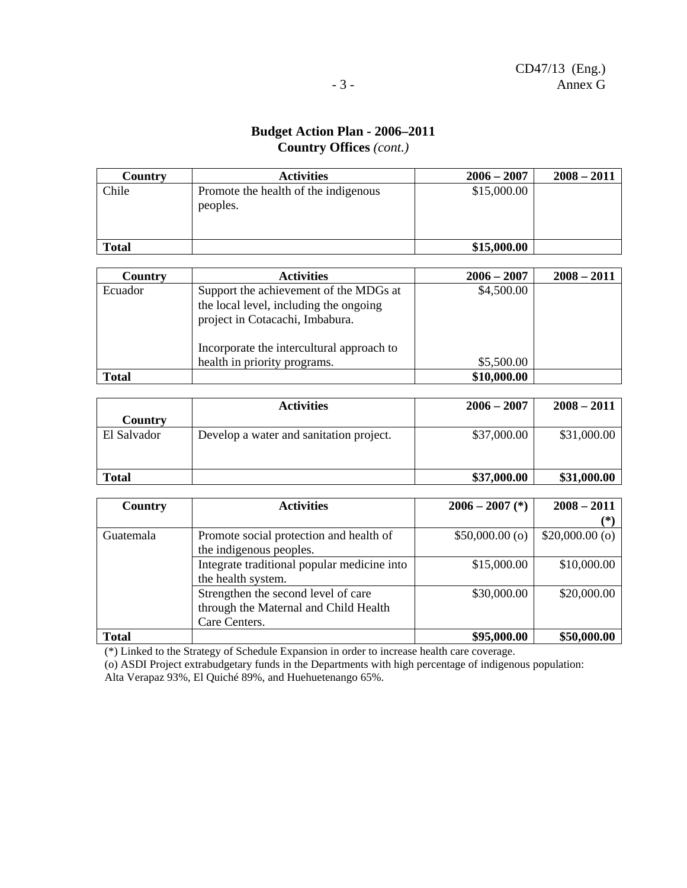**Budget Action Plan - 2006–2011**
**Country Offices** *(cont.)*

| Country | Activities | 2006 – 2007 | 2008 – 2011 |
|---|---|---|---|
| Chile | Promote the health of the indigenous peoples. | $15,000.00 | |
| **Total** | | **$15,000.00** | |

| Country | Activities | 2006 – 2007 | 2008 – 2011 |
|---|---|---|---|
| Ecuador | Support the achievement of the MDGs at the local level, including the ongoing project in Cotacachi, Imbabura. | $4,500.00 | |
| | Incorporate the intercultural approach to health in priority programs. | $5,500.00 | |
| **Total** | | **$10,000.00** | |

| Country | Activities | 2006 – 2007 | 2008 – 2011 |
|---|---|---|---|
| El Salvador | Develop a water and sanitation project. | $37,000.00 | $31,000.00 |
| **Total** | | **$37,000.00** | **$31,000.00** |

| Country | Activities | 2006 – 2007 (*) | 2008 – 2011 (*) |
|---|---|---|---|
| Guatemala | Promote social protection and health of the indigenous peoples. | $50,000.00 (o) | $20,000.00 (o) |
| | Integrate traditional popular medicine into the health system. | $15,000.00 | $10,000.00 |
| | Strengthen the second level of care through the Maternal and Child Health Care Centers. | $30,000.00 | $20,000.00 |
| **Total** | | **$95,000.00** | **$50,000.00** |

(*) Linked to the Strategy of Schedule Expansion in order to increase health care coverage.
(o) ASDI Project extrabudgetary funds in the Departments with high percentage of indigenous population: Alta Verapaz 93%, El Quiché 89%, and Huehuetenango 65%.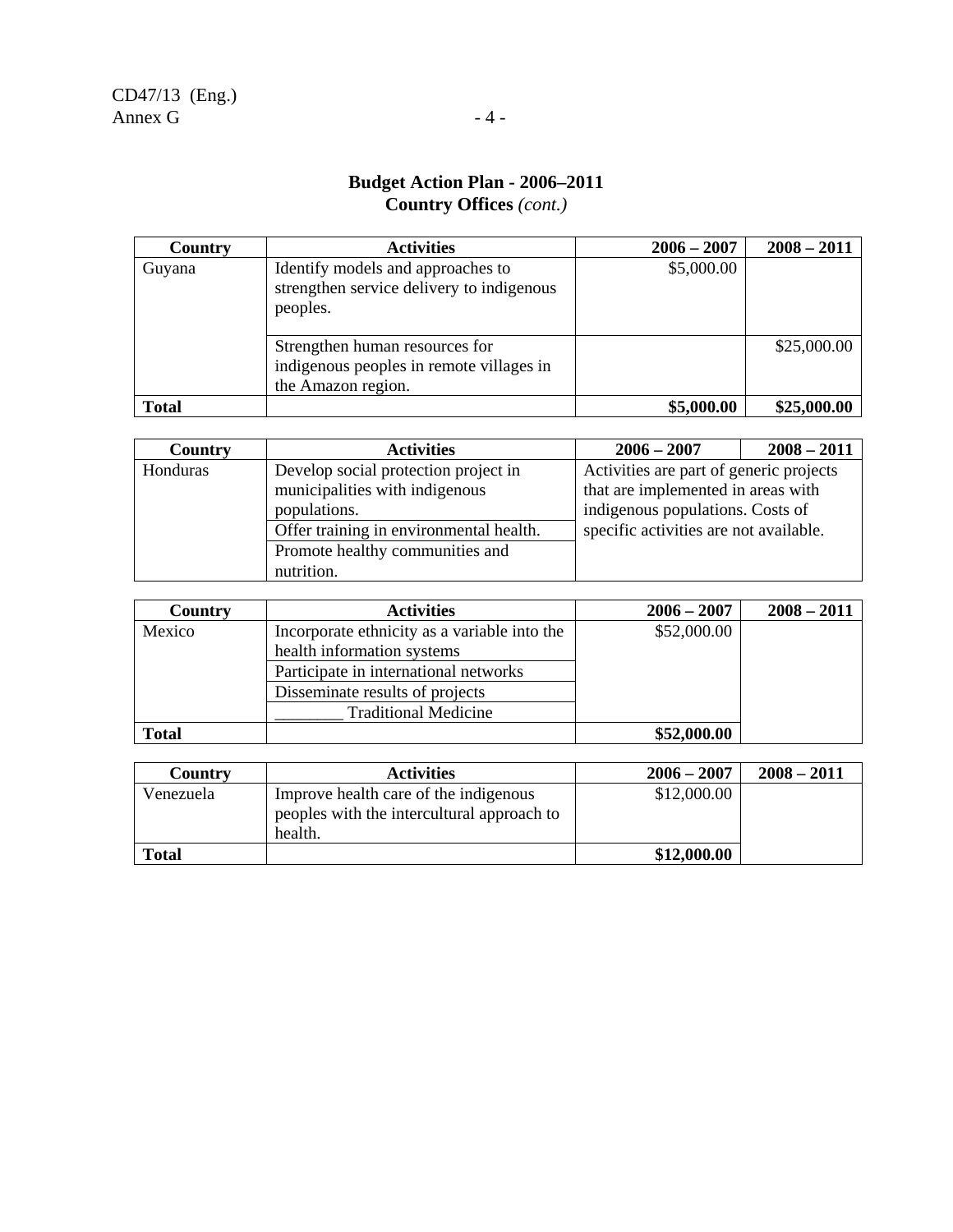## Budget Action Plan - 2006–2011
**Country Offices** *(cont.)*

| Country | Activities | 2006 – 2007 | 2008 – 2011 |
|---|---|---|---|
| Guyana | Identify models and approaches to strengthen service delivery to indigenous peoples. | $5,000.00 | |
| | Strengthen human resources for indigenous peoples in remote villages in the Amazon region. | | $25,000.00 |
| **Total** | | **$5,000.00** | **$25,000.00** |

| Country | Activities | 2006 – 2007 | 2008 – 2011 |
|---|---|---|---|
| Honduras | Develop social protection project in municipalities with indigenous populations. | Activities are part of generic projects that are implemented in areas with indigenous populations. Costs of specific activities are not available. | |
| | Offer training in environmental health. | | |
| | Promote healthy communities and nutrition. | | |

| Country | Activities | 2006 – 2007 | 2008 – 2011 |
|---|---|---|---|
| Mexico | Incorporate ethnicity as a variable into the health information systems | $52,000.00 | |
| | Participate in international networks | | |
| | Disseminate results of projects | | |
| | ________ Traditional Medicine | | |
| **Total** | | **$52,000.00** | |

| Country | Activities | 2006 – 2007 | 2008 – 2011 |
|---|---|---|---|
| Venezuela | Improve health care of the indigenous peoples with the intercultural approach to health. | $12,000.00 | |
| **Total** | | **$12,000.00** | |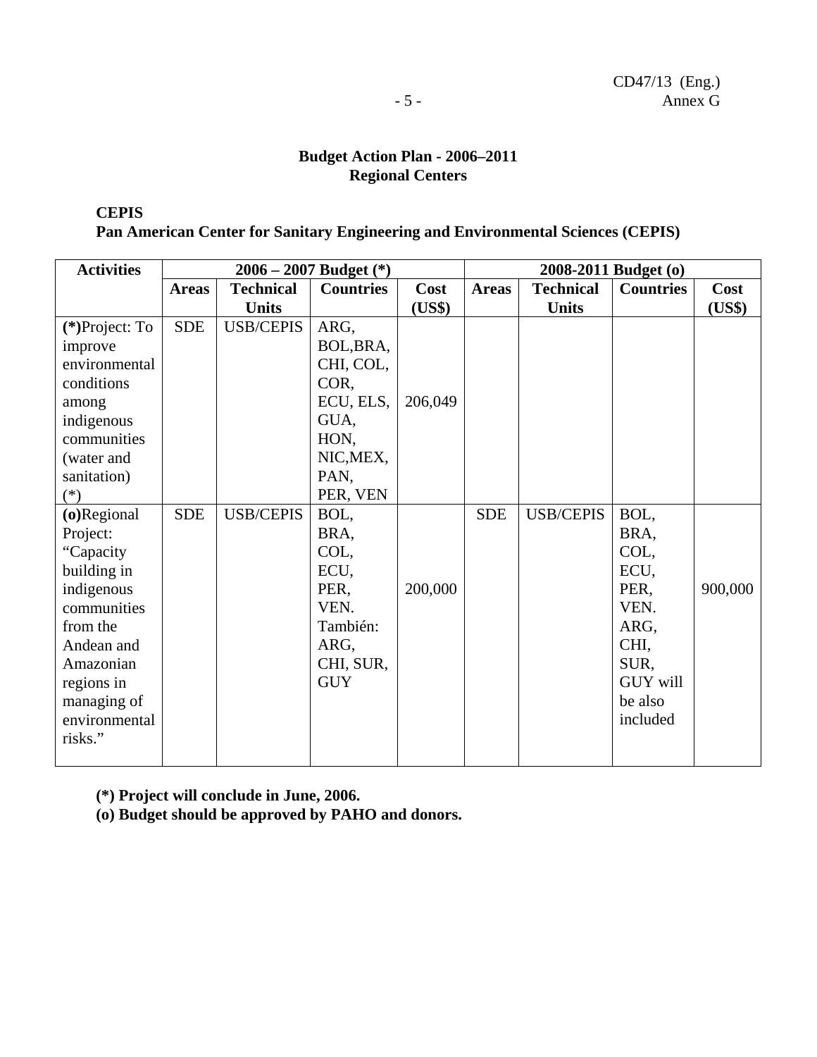## Budget Action Plan - 2006–2011
## Regional Centers

**CEPIS**
**Pan American Center for Sanitary Engineering and Environmental Sciences (CEPIS)**

| Activities | 2006 – 2007 Budget (*) | | | | 2008-2011 Budget (o) | | | |
|---|---|---|---|---|---|---|---|---|
| | Areas | Technical Units | Countries | Cost (US$) | Areas | Technical Units | Countries | Cost (US$) |
| **(*)**Project: To improve environmental conditions among indigenous communities (water and sanitation) (*) | SDE | USB/CEPIS | ARG, BOL,BRA, CHI, COL, COR, ECU, ELS, GUA, HON, NIC,MEX, PAN, PER, VEN | 206,049 | | | | |
| **(o)**Regional Project: "Capacity building in indigenous communities from the Andean and Amazonian regions in managing of environmental risks." | SDE | USB/CEPIS | BOL, BRA, COL, ECU, PER, VEN. También: ARG, CHI, SUR, GUY | 200,000 | SDE | USB/CEPIS | BOL, BRA, COL, ECU, PER, VEN. ARG, CHI, SUR, GUY will be also included | 900,000 |

**(*) Project will conclude in June, 2006.**
**(o) Budget should be approved by PAHO and donors.**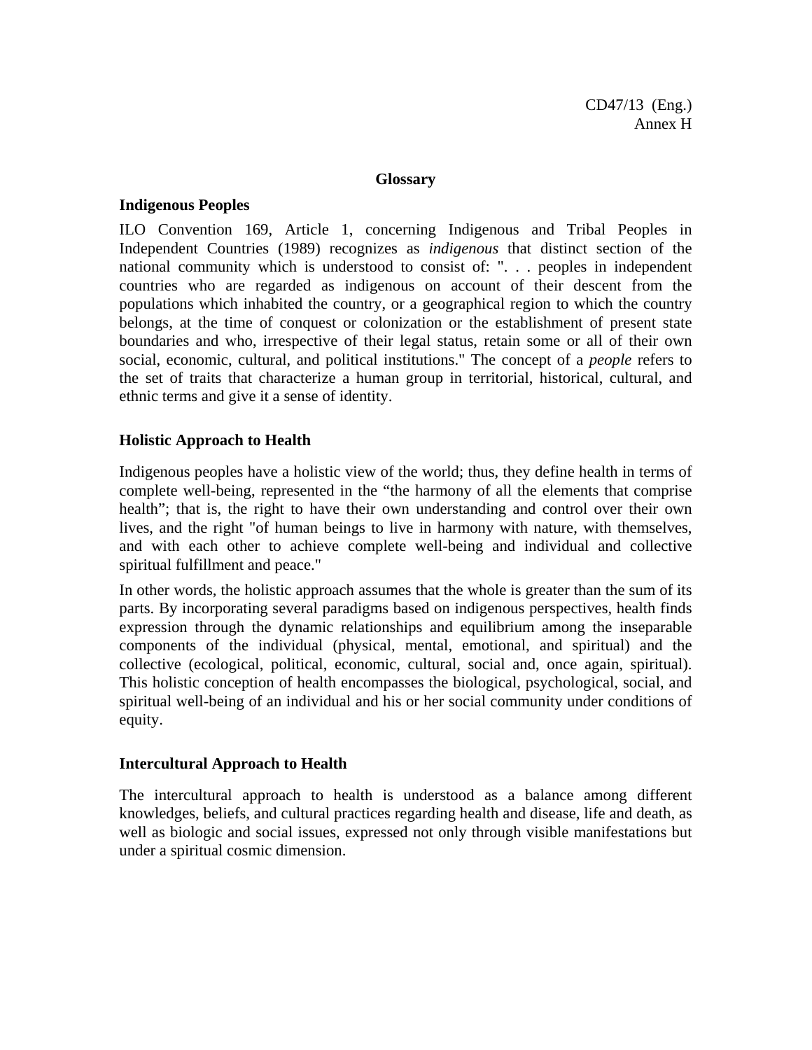## Glossary

### Indigenous Peoples

ILO Convention 169, Article 1, concerning Indigenous and Tribal Peoples in Independent Countries (1989) recognizes as *indigenous* that distinct section of the national community which is understood to consist of: ". . . peoples in independent countries who are regarded as indigenous on account of their descent from the populations which inhabited the country, or a geographical region to which the country belongs, at the time of conquest or colonization or the establishment of present state boundaries and who, irrespective of their legal status, retain some or all of their own social, economic, cultural, and political institutions." The concept of a *people* refers to the set of traits that characterize a human group in territorial, historical, cultural, and ethnic terms and give it a sense of identity.

### Holistic Approach to Health

Indigenous peoples have a holistic view of the world; thus, they define health in terms of complete well-being, represented in the "the harmony of all the elements that comprise health"; that is, the right to have their own understanding and control over their own lives, and the right "of human beings to live in harmony with nature, with themselves, and with each other to achieve complete well-being and individual and collective spiritual fulfillment and peace."

In other words, the holistic approach assumes that the whole is greater than the sum of its parts. By incorporating several paradigms based on indigenous perspectives, health finds expression through the dynamic relationships and equilibrium among the inseparable components of the individual (physical, mental, emotional, and spiritual) and the collective (ecological, political, economic, cultural, social and, once again, spiritual). This holistic conception of health encompasses the biological, psychological, social, and spiritual well-being of an individual and his or her social community under conditions of equity.

### Intercultural Approach to Health

The intercultural approach to health is understood as a balance among different knowledges, beliefs, and cultural practices regarding health and disease, life and death, as well as biologic and social issues, expressed not only through visible manifestations but under a spiritual cosmic dimension.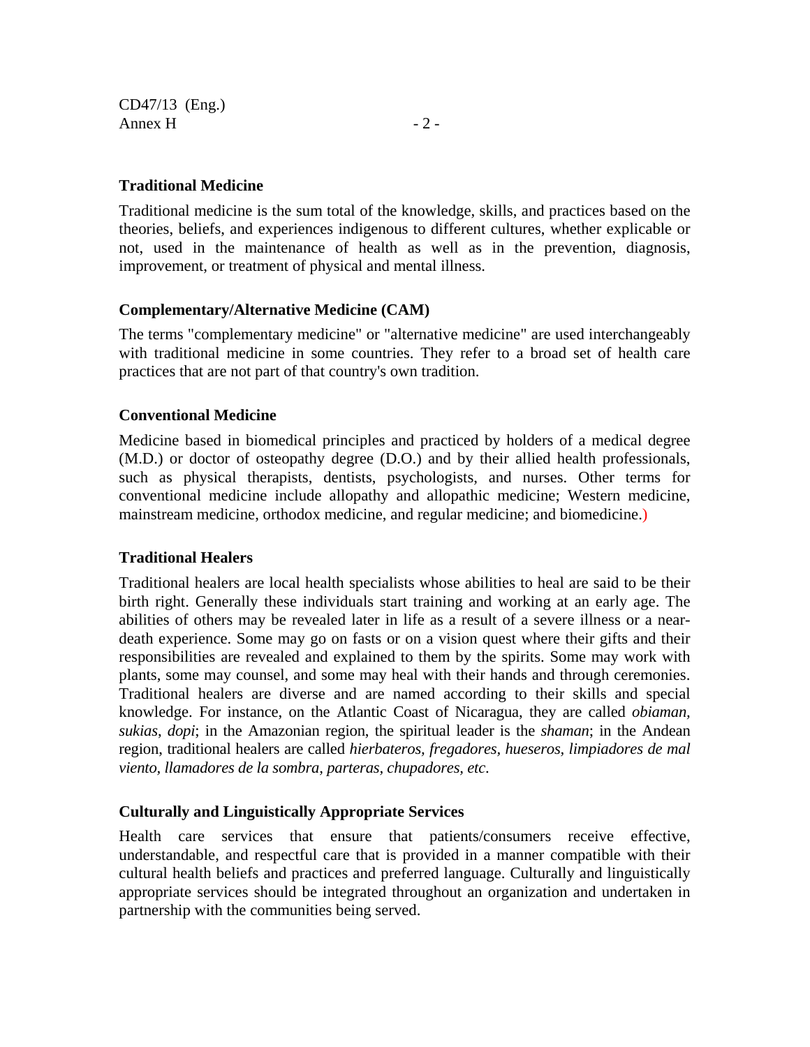**Traditional Medicine**

Traditional medicine is the sum total of the knowledge, skills, and practices based on the theories, beliefs, and experiences indigenous to different cultures, whether explicable or not, used in the maintenance of health as well as in the prevention, diagnosis, improvement, or treatment of physical and mental illness.

**Complementary/Alternative Medicine (CAM)**

The terms "complementary medicine" or "alternative medicine" are used interchangeably with traditional medicine in some countries. They refer to a broad set of health care practices that are not part of that country's own tradition.

**Conventional Medicine**

Medicine based in biomedical principles and practiced by holders of a medical degree (M.D.) or doctor of osteopathy degree (D.O.) and by their allied health professionals, such as physical therapists, dentists, psychologists, and nurses. Other terms for conventional medicine include allopathy and allopathic medicine; Western medicine, mainstream medicine, orthodox medicine, and regular medicine; and biomedicine.)

**Traditional Healers**

Traditional healers are local health specialists whose abilities to heal are said to be their birth right. Generally these individuals start training and working at an early age. The abilities of others may be revealed later in life as a result of a severe illness or a near-death experience. Some may go on fasts or on a vision quest where their gifts and their responsibilities are revealed and explained to them by the spirits. Some may work with plants, some may counsel, and some may heal with their hands and through ceremonies. Traditional healers are diverse and are named according to their skills and special knowledge. For instance, on the Atlantic Coast of Nicaragua, they are called *obiaman, sukias*, *dopi*; in the Amazonian region, the spiritual leader is the *shaman*; in the Andean region, traditional healers are called *hierbateros, fregadores, hueseros, limpiadores de mal viento, llamadores de la sombra, parteras, chupadores, etc*.

**Culturally and Linguistically Appropriate Services**

Health care services that ensure that patients/consumers receive effective, understandable, and respectful care that is provided in a manner compatible with their cultural health beliefs and practices and preferred language. Culturally and linguistically appropriate services should be integrated throughout an organization and undertaken in partnership with the communities being served.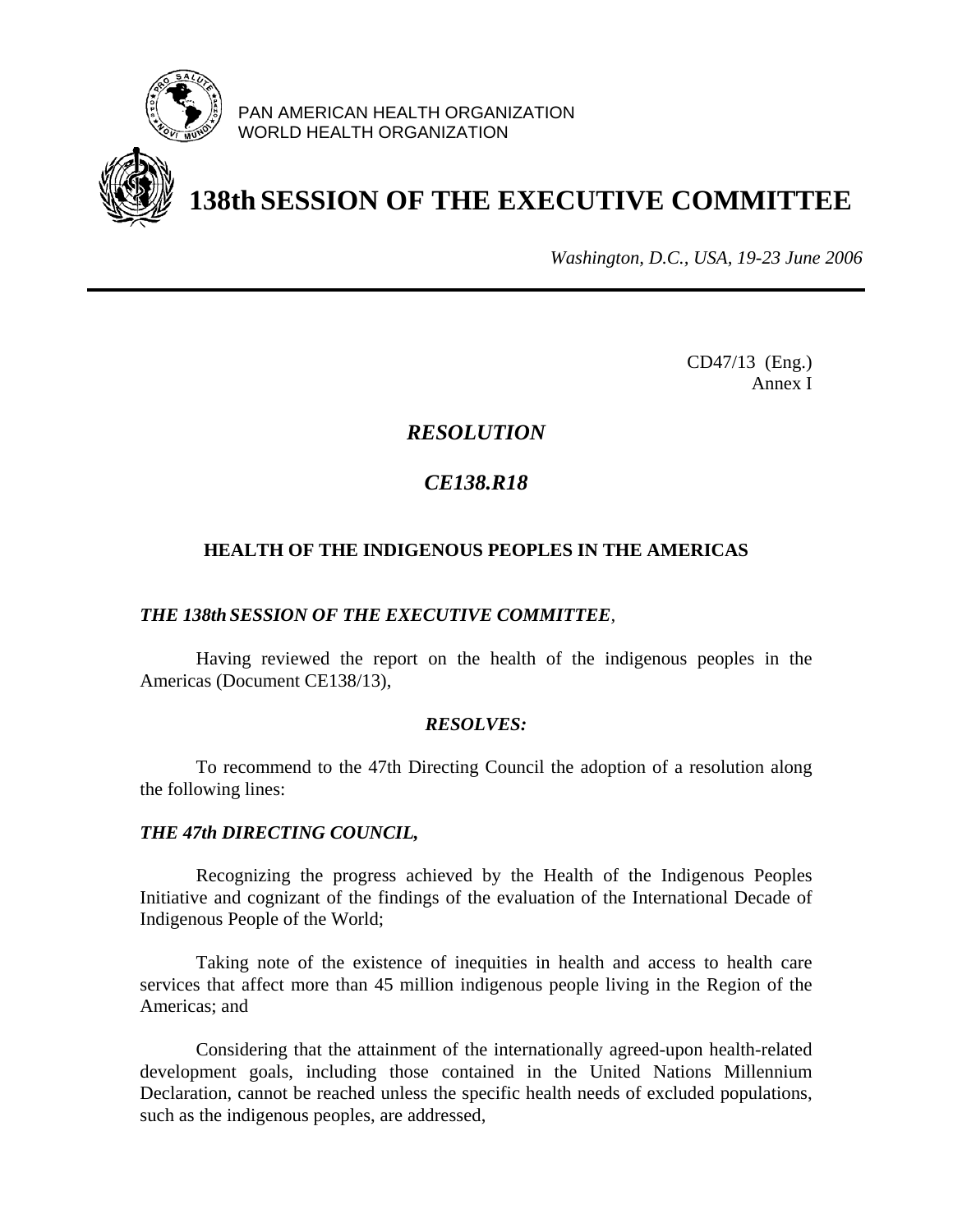PAN AMERICAN HEALTH ORGANIZATION
WORLD HEALTH ORGANIZATION

# 138th SESSION OF THE EXECUTIVE COMMITTEE

*Washington, D.C., USA, 19-23 June 2006*

CD47/13 (Eng.)
Annex I

## *RESOLUTION*

## *CE138.R18*

### HEALTH OF THE INDIGENOUS PEOPLES IN THE AMERICAS

***THE 138th SESSION OF THE EXECUTIVE COMMITTEE***,

Having reviewed the report on the health of the indigenous peoples in the Americas (Document CE138/13),

***RESOLVES:***

To recommend to the 47th Directing Council the adoption of a resolution along the following lines:

***THE 47th DIRECTING COUNCIL,***

Recognizing the progress achieved by the Health of the Indigenous Peoples Initiative and cognizant of the findings of the evaluation of the International Decade of Indigenous People of the World;

Taking note of the existence of inequities in health and access to health care services that affect more than 45 million indigenous people living in the Region of the Americas; and

Considering that the attainment of the internationally agreed-upon health-related development goals, including those contained in the United Nations Millennium Declaration, cannot be reached unless the specific health needs of excluded populations, such as the indigenous peoples, are addressed,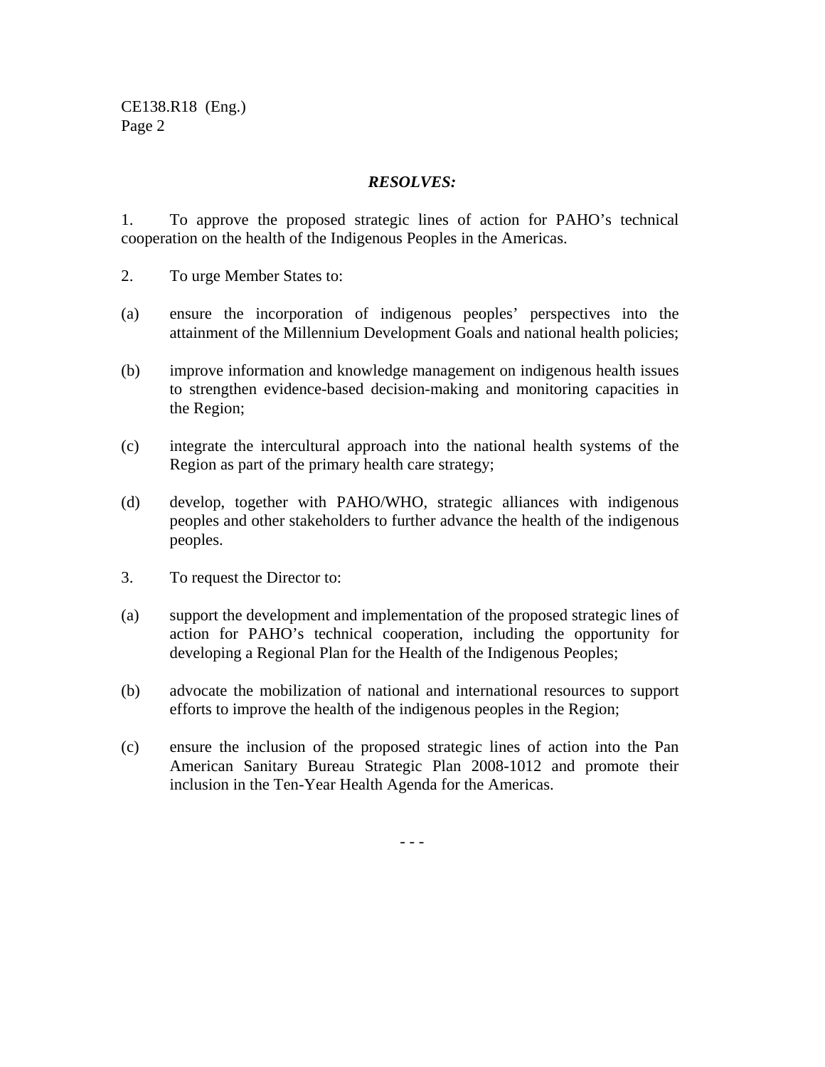***RESOLVES:***

1. To approve the proposed strategic lines of action for PAHO's technical cooperation on the health of the Indigenous Peoples in the Americas.

2. To urge Member States to:

(a) ensure the incorporation of indigenous peoples' perspectives into the attainment of the Millennium Development Goals and national health policies;

(b) improve information and knowledge management on indigenous health issues to strengthen evidence-based decision-making and monitoring capacities in the Region;

(c) integrate the intercultural approach into the national health systems of the Region as part of the primary health care strategy;

(d) develop, together with PAHO/WHO, strategic alliances with indigenous peoples and other stakeholders to further advance the health of the indigenous peoples.

3. To request the Director to:

(a) support the development and implementation of the proposed strategic lines of action for PAHO's technical cooperation, including the opportunity for developing a Regional Plan for the Health of the Indigenous Peoples;

(b) advocate the mobilization of national and international resources to support efforts to improve the health of the indigenous peoples in the Region;

(c) ensure the inclusion of the proposed strategic lines of action into the Pan American Sanitary Bureau Strategic Plan 2008-1012 and promote their inclusion in the Ten-Year Health Agenda for the Americas.

- - -